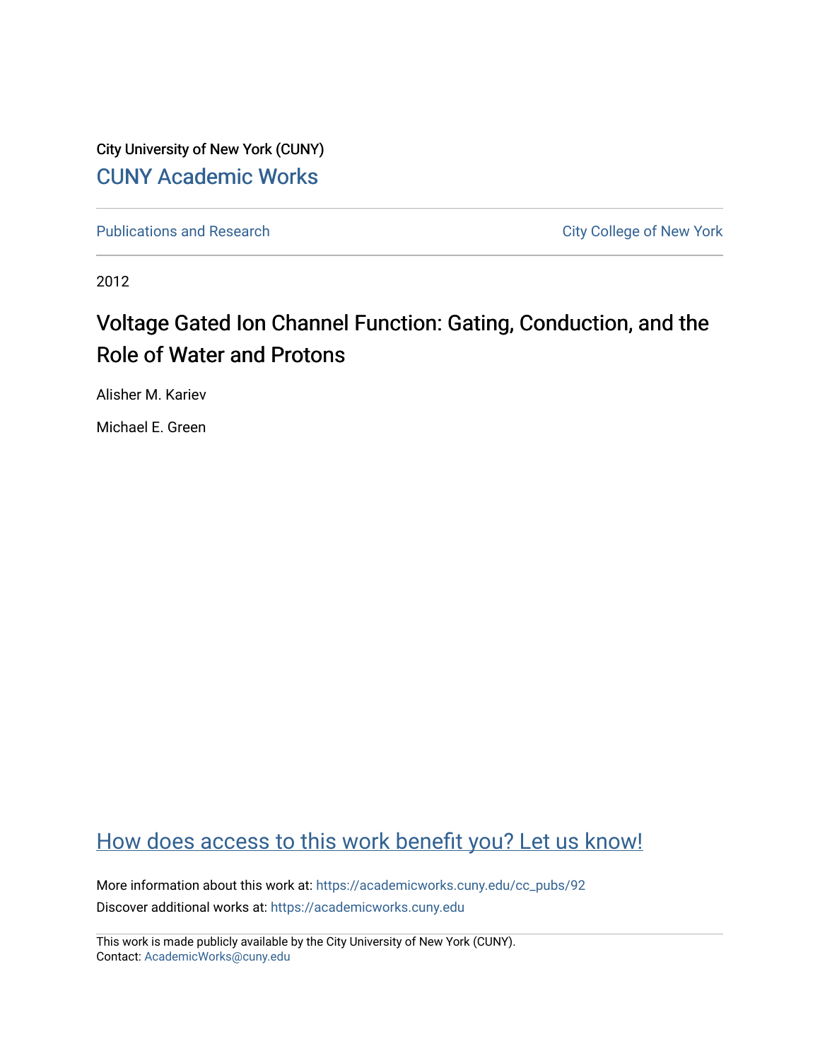City University of New York (CUNY)

CUNY Academic Works

Publications and Research

City College of New York

2012

# Voltage Gated Ion Channel Function: Gating, Conduction, and the Role of Water and Protons

Alisher M. Kariev

Michael E. Green

How does access to this work benefit you? Let us know!

More information about this work at: https://academicworks.cuny.edu/cc_pubs/92

Discover additional works at: https://academicworks.cuny.edu

This work is made publicly available by the City University of New York (CUNY).
Contact: AcademicWorks@cuny.edu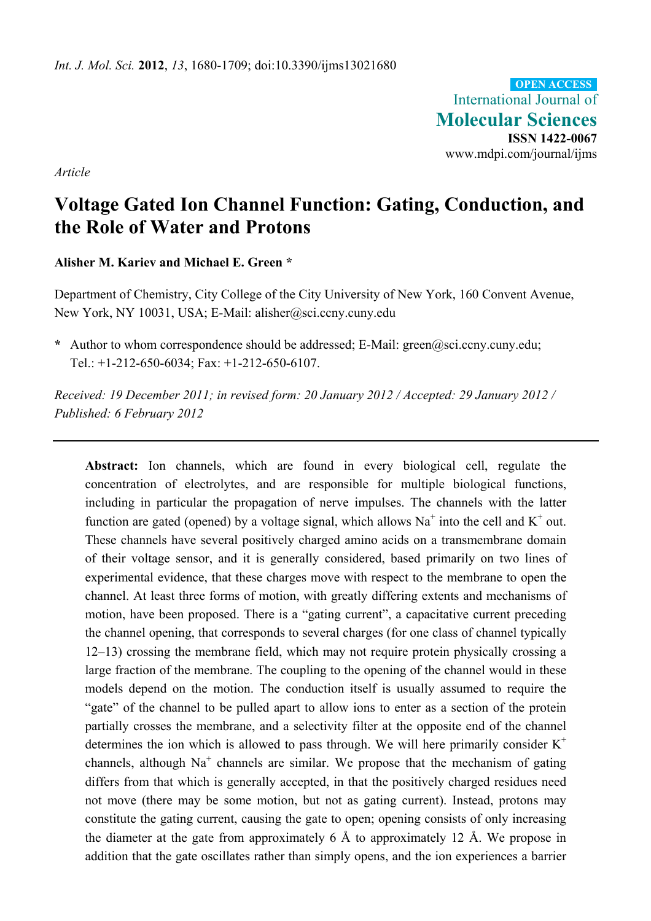*Int. J. Mol. Sci.* **2012**, *13*, 1680-1709; doi:10.3390/ijms13021680

**OPEN ACCESS**

International Journal of **Molecular Sciences**

**ISSN 1422-0067**

www.mdpi.com/journal/ijms

*Article*

# Voltage Gated Ion Channel Function: Gating, Conduction, and the Role of Water and Protons

**Alisher M. Kariev and Michael E. Green \***

Department of Chemistry, City College of the City University of New York, 160 Convent Avenue, New York, NY 10031, USA; E-Mail: alisher@sci.ccny.cuny.edu

**\*** Author to whom correspondence should be addressed; E-Mail: green@sci.ccny.cuny.edu; Tel.: +1-212-650-6034; Fax: +1-212-650-6107.

*Received: 19 December 2011; in revised form: 20 January 2012 / Accepted: 29 January 2012 / Published: 6 February 2012*

---

**Abstract:** Ion channels, which are found in every biological cell, regulate the concentration of electrolytes, and are responsible for multiple biological functions, including in particular the propagation of nerve impulses. The channels with the latter function are gated (opened) by a voltage signal, which allows $Na^+$ into the cell and $K^+$ out. These channels have several positively charged amino acids on a transmembrane domain of their voltage sensor, and it is generally considered, based primarily on two lines of experimental evidence, that these charges move with respect to the membrane to open the channel. At least three forms of motion, with greatly differing extents and mechanisms of motion, have been proposed. There is a "gating current", a capacitative current preceding the channel opening, that corresponds to several charges (for one class of channel typically 12–13) crossing the membrane field, which may not require protein physically crossing a large fraction of the membrane. The coupling to the opening of the channel would in these models depend on the motion. The conduction itself is usually assumed to require the "gate" of the channel to be pulled apart to allow ions to enter as a section of the protein partially crosses the membrane, and a selectivity filter at the opposite end of the channel determines the ion which is allowed to pass through. We will here primarily consider $K^+$ channels, although $Na^+$ channels are similar. We propose that the mechanism of gating differs from that which is generally accepted, in that the positively charged residues need not move (there may be some motion, but not as gating current). Instead, protons may constitute the gating current, causing the gate to open; opening consists of only increasing the diameter at the gate from approximately 6 Å to approximately 12 Å. We propose in addition that the gate oscillates rather than simply opens, and the ion experiences a barrier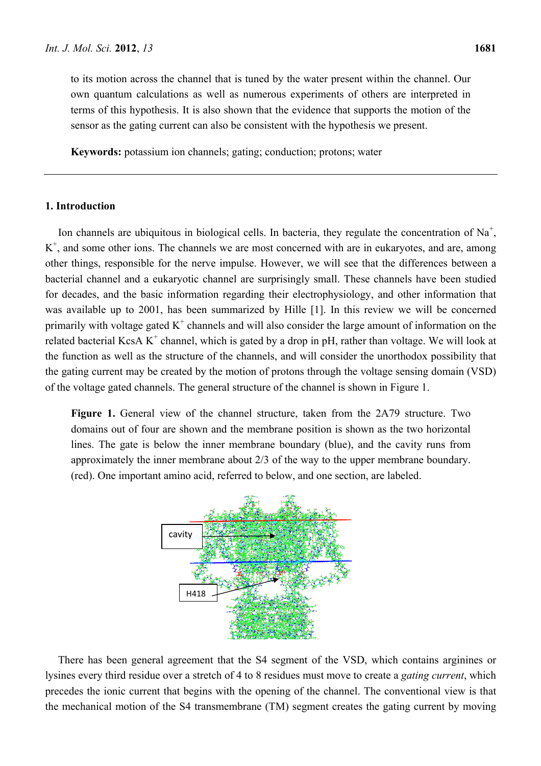to its motion across the channel that is tuned by the water present within the channel. Our own quantum calculations as well as numerous experiments of others are interpreted in terms of this hypothesis. It is also shown that the evidence that supports the motion of the sensor as the gating current can also be consistent with the hypothesis we present.

**Keywords:** potassium ion channels; gating; conduction; protons; water

## 1. Introduction

Ion channels are ubiquitous in biological cells. In bacteria, they regulate the concentration of $Na^+$, $K^+$, and some other ions. The channels we are most concerned with are in eukaryotes, and are, among other things, responsible for the nerve impulse. However, we will see that the differences between a bacterial channel and a eukaryotic channel are surprisingly small. These channels have been studied for decades, and the basic information regarding their electrophysiology, and other information that was available up to 2001, has been summarized by Hille [1]. In this review we will be concerned primarily with voltage gated $K^+$ channels and will also consider the large amount of information on the related bacterial KcsA $K^+$ channel, which is gated by a drop in pH, rather than voltage. We will look at the function as well as the structure of the channels, and will consider the unorthodox possibility that the gating current may be created by the motion of protons through the voltage sensing domain (VSD) of the voltage gated channels. The general structure of the channel is shown in Figure 1.

**Figure 1.** General view of the channel structure, taken from the 2A79 structure. Two domains out of four are shown and the membrane position is shown as the two horizontal lines. The gate is below the inner membrane boundary (blue), and the cavity runs from approximately the inner membrane about 2/3 of the way to the upper membrane boundary. (red). One important amino acid, referred to below, and one section, are labeled.

There has been general agreement that the S4 segment of the VSD, which contains arginines or lysines every third residue over a stretch of 4 to 8 residues must move to create a *gating current*, which precedes the ionic current that begins with the opening of the channel. The conventional view is that the mechanical motion of the S4 transmembrane (TM) segment creates the gating current by moving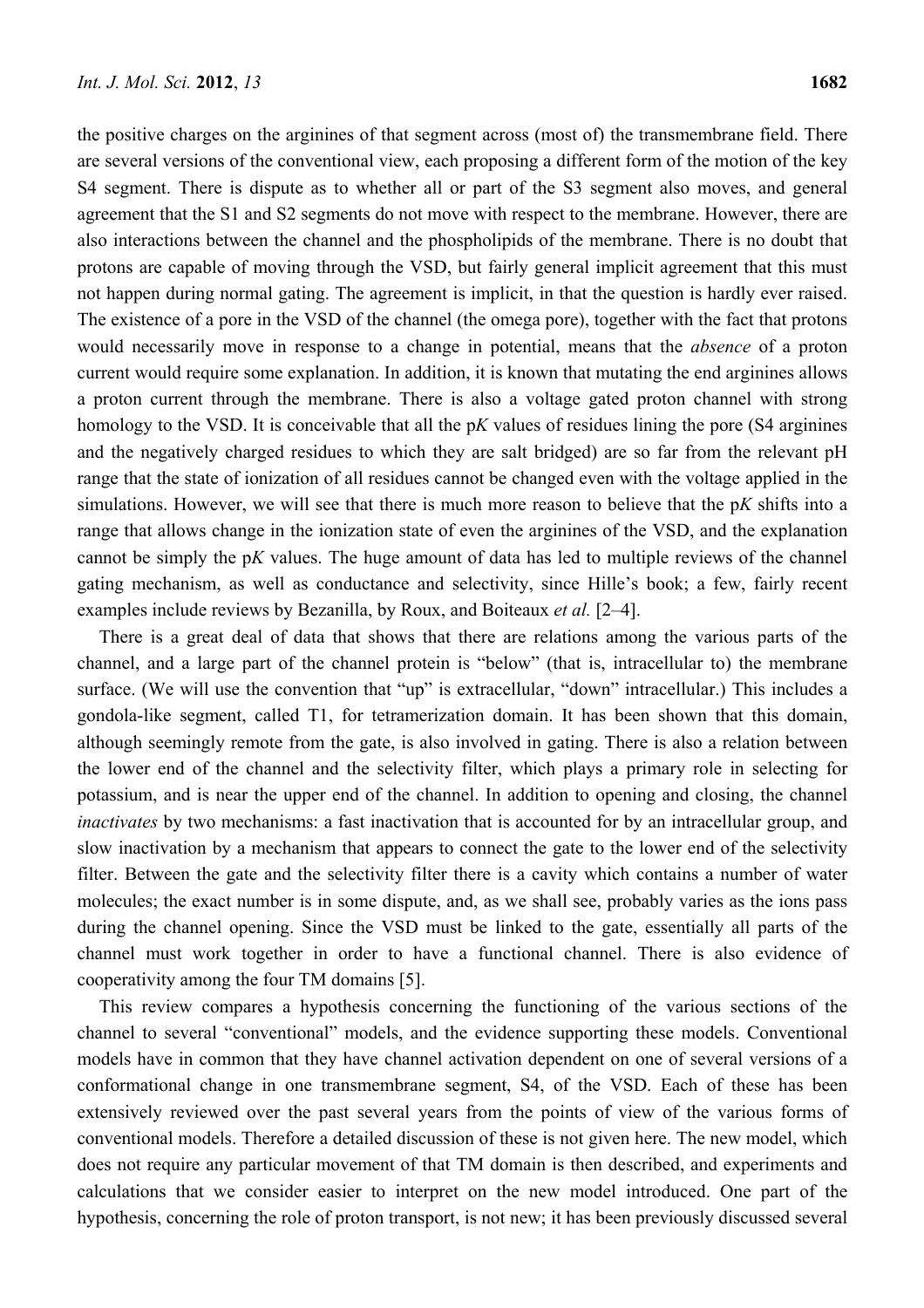the positive charges on the arginines of that segment across (most of) the transmembrane field. There are several versions of the conventional view, each proposing a different form of the motion of the key S4 segment. There is dispute as to whether all or part of the S3 segment also moves, and general agreement that the S1 and S2 segments do not move with respect to the membrane. However, there are also interactions between the channel and the phospholipids of the membrane. There is no doubt that protons are capable of moving through the VSD, but fairly general implicit agreement that this must not happen during normal gating. The agreement is implicit, in that the question is hardly ever raised. The existence of a pore in the VSD of the channel (the omega pore), together with the fact that protons would necessarily move in response to a change in potential, means that the *absence* of a proton current would require some explanation. In addition, it is known that mutating the end arginines allows a proton current through the membrane. There is also a voltage gated proton channel with strong homology to the VSD. It is conceivable that all the p*K* values of residues lining the pore (S4 arginines and the negatively charged residues to which they are salt bridged) are so far from the relevant pH range that the state of ionization of all residues cannot be changed even with the voltage applied in the simulations. However, we will see that there is much more reason to believe that the p*K* shifts into a range that allows change in the ionization state of even the arginines of the VSD, and the explanation cannot be simply the p*K* values. The huge amount of data has led to multiple reviews of the channel gating mechanism, as well as conductance and selectivity, since Hille's book; a few, fairly recent examples include reviews by Bezanilla, by Roux, and Boiteaux *et al.* [2–4].

There is a great deal of data that shows that there are relations among the various parts of the channel, and a large part of the channel protein is "below" (that is, intracellular to) the membrane surface. (We will use the convention that "up" is extracellular, "down" intracellular.) This includes a gondola-like segment, called T1, for tetramerization domain. It has been shown that this domain, although seemingly remote from the gate, is also involved in gating. There is also a relation between the lower end of the channel and the selectivity filter, which plays a primary role in selecting for potassium, and is near the upper end of the channel. In addition to opening and closing, the channel *inactivates* by two mechanisms: a fast inactivation that is accounted for by an intracellular group, and slow inactivation by a mechanism that appears to connect the gate to the lower end of the selectivity filter. Between the gate and the selectivity filter there is a cavity which contains a number of water molecules; the exact number is in some dispute, and, as we shall see, probably varies as the ions pass during the channel opening. Since the VSD must be linked to the gate, essentially all parts of the channel must work together in order to have a functional channel. There is also evidence of cooperativity among the four TM domains [5].

This review compares a hypothesis concerning the functioning of the various sections of the channel to several "conventional" models, and the evidence supporting these models. Conventional models have in common that they have channel activation dependent on one of several versions of a conformational change in one transmembrane segment, S4, of the VSD. Each of these has been extensively reviewed over the past several years from the points of view of the various forms of conventional models. Therefore a detailed discussion of these is not given here. The new model, which does not require any particular movement of that TM domain is then described, and experiments and calculations that we consider easier to interpret on the new model introduced. One part of the hypothesis, concerning the role of proton transport, is not new; it has been previously discussed several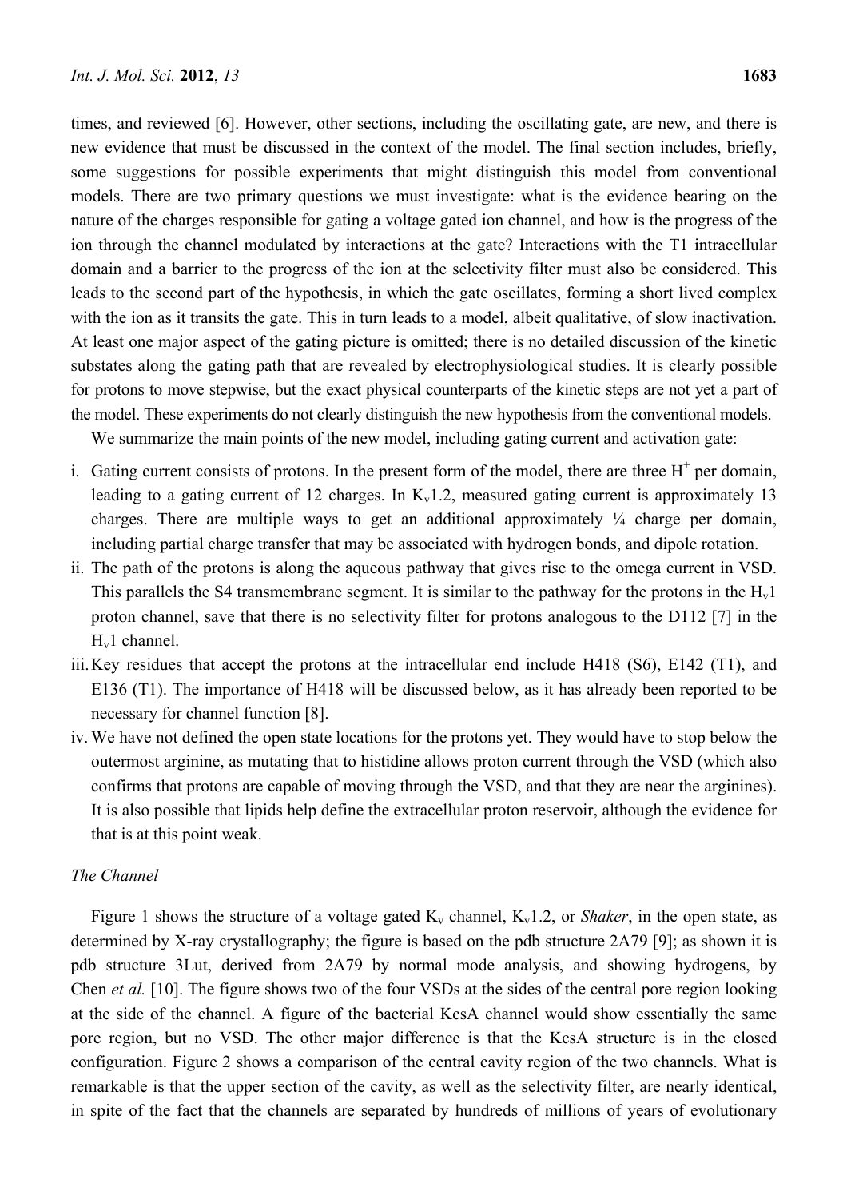times, and reviewed [6]. However, other sections, including the oscillating gate, are new, and there is new evidence that must be discussed in the context of the model. The final section includes, briefly, some suggestions for possible experiments that might distinguish this model from conventional models. There are two primary questions we must investigate: what is the evidence bearing on the nature of the charges responsible for gating a voltage gated ion channel, and how is the progress of the ion through the channel modulated by interactions at the gate? Interactions with the T1 intracellular domain and a barrier to the progress of the ion at the selectivity filter must also be considered. This leads to the second part of the hypothesis, in which the gate oscillates, forming a short lived complex with the ion as it transits the gate. This in turn leads to a model, albeit qualitative, of slow inactivation. At least one major aspect of the gating picture is omitted; there is no detailed discussion of the kinetic substates along the gating path that are revealed by electrophysiological studies. It is clearly possible for protons to move stepwise, but the exact physical counterparts of the kinetic steps are not yet a part of the model. These experiments do not clearly distinguish the new hypothesis from the conventional models.

We summarize the main points of the new model, including gating current and activation gate:

i. Gating current consists of protons. In the present form of the model, there are three $H^+$ per domain, leading to a gating current of 12 charges. In $K_v1.2$, measured gating current is approximately 13 charges. There are multiple ways to get an additional approximately ¼ charge per domain, including partial charge transfer that may be associated with hydrogen bonds, and dipole rotation.
ii. The path of the protons is along the aqueous pathway that gives rise to the omega current in VSD. This parallels the S4 transmembrane segment. It is similar to the pathway for the protons in the $H_v1$ proton channel, save that there is no selectivity filter for protons analogous to the D112 [7] in the $H_v1$ channel.
iii. Key residues that accept the protons at the intracellular end include H418 (S6), E142 (T1), and E136 (T1). The importance of H418 will be discussed below, as it has already been reported to be necessary for channel function [8].
iv. We have not defined the open state locations for the protons yet. They would have to stop below the outermost arginine, as mutating that to histidine allows proton current through the VSD (which also confirms that protons are capable of moving through the VSD, and that they are near the arginines). It is also possible that lipids help define the extracellular proton reservoir, although the evidence for that is at this point weak.

*The Channel*

Figure 1 shows the structure of a voltage gated $K_v$ channel, $K_v1.2$, or *Shaker*, in the open state, as determined by X-ray crystallography; the figure is based on the pdb structure 2A79 [9]; as shown it is pdb structure 3Lut, derived from 2A79 by normal mode analysis, and showing hydrogens, by Chen *et al.* [10]. The figure shows two of the four VSDs at the sides of the central pore region looking at the side of the channel. A figure of the bacterial KcsA channel would show essentially the same pore region, but no VSD. The other major difference is that the KcsA structure is in the closed configuration. Figure 2 shows a comparison of the central cavity region of the two channels. What is remarkable is that the upper section of the cavity, as well as the selectivity filter, are nearly identical, in spite of the fact that the channels are separated by hundreds of millions of years of evolutionary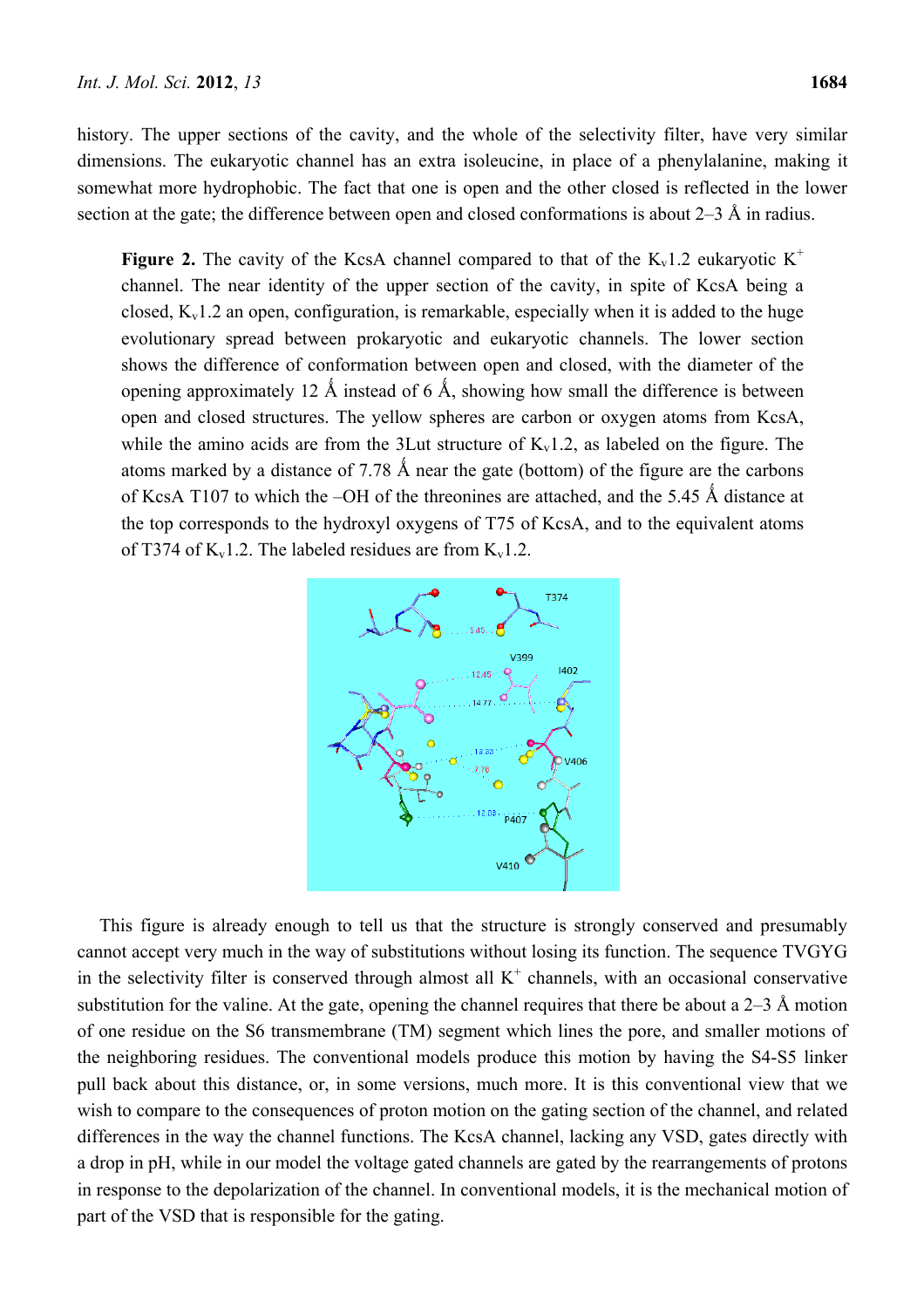history. The upper sections of the cavity, and the whole of the selectivity filter, have very similar dimensions. The eukaryotic channel has an extra isoleucine, in place of a phenylalanine, making it somewhat more hydrophobic. The fact that one is open and the other closed is reflected in the lower section at the gate; the difference between open and closed conformations is about 2–3 Å in radius.

**Figure 2.** The cavity of the KcsA channel compared to that of the $K_v1.2$ eukaryotic $K^+$ channel. The near identity of the upper section of the cavity, in spite of KcsA being a closed, $K_v1.2$ an open, configuration, is remarkable, especially when it is added to the huge evolutionary spread between prokaryotic and eukaryotic channels. The lower section shows the difference of conformation between open and closed, with the diameter of the opening approximately 12 Å instead of 6 Å, showing how small the difference is between open and closed structures. The yellow spheres are carbon or oxygen atoms from KcsA, while the amino acids are from the 3Lut structure of $K_v1.2$, as labeled on the figure. The atoms marked by a distance of 7.78 Å near the gate (bottom) of the figure are the carbons of KcsA T107 to which the –OH of the threonines are attached, and the 5.45 Å distance at the top corresponds to the hydroxyl oxygens of T75 of KcsA, and to the equivalent atoms of T374 of $K_v1.2$. The labeled residues are from $K_v1.2$.

This figure is already enough to tell us that the structure is strongly conserved and presumably cannot accept very much in the way of substitutions without losing its function. The sequence TVGYG in the selectivity filter is conserved through almost all $K^+$ channels, with an occasional conservative substitution for the valine. At the gate, opening the channel requires that there be about a 2–3 Å motion of one residue on the S6 transmembrane (TM) segment which lines the pore, and smaller motions of the neighboring residues. The conventional models produce this motion by having the S4-S5 linker pull back about this distance, or, in some versions, much more. It is this conventional view that we wish to compare to the consequences of proton motion on the gating section of the channel, and related differences in the way the channel functions. The KcsA channel, lacking any VSD, gates directly with a drop in pH, while in our model the voltage gated channels are gated by the rearrangements of protons in response to the depolarization of the channel. In conventional models, it is the mechanical motion of part of the VSD that is responsible for the gating.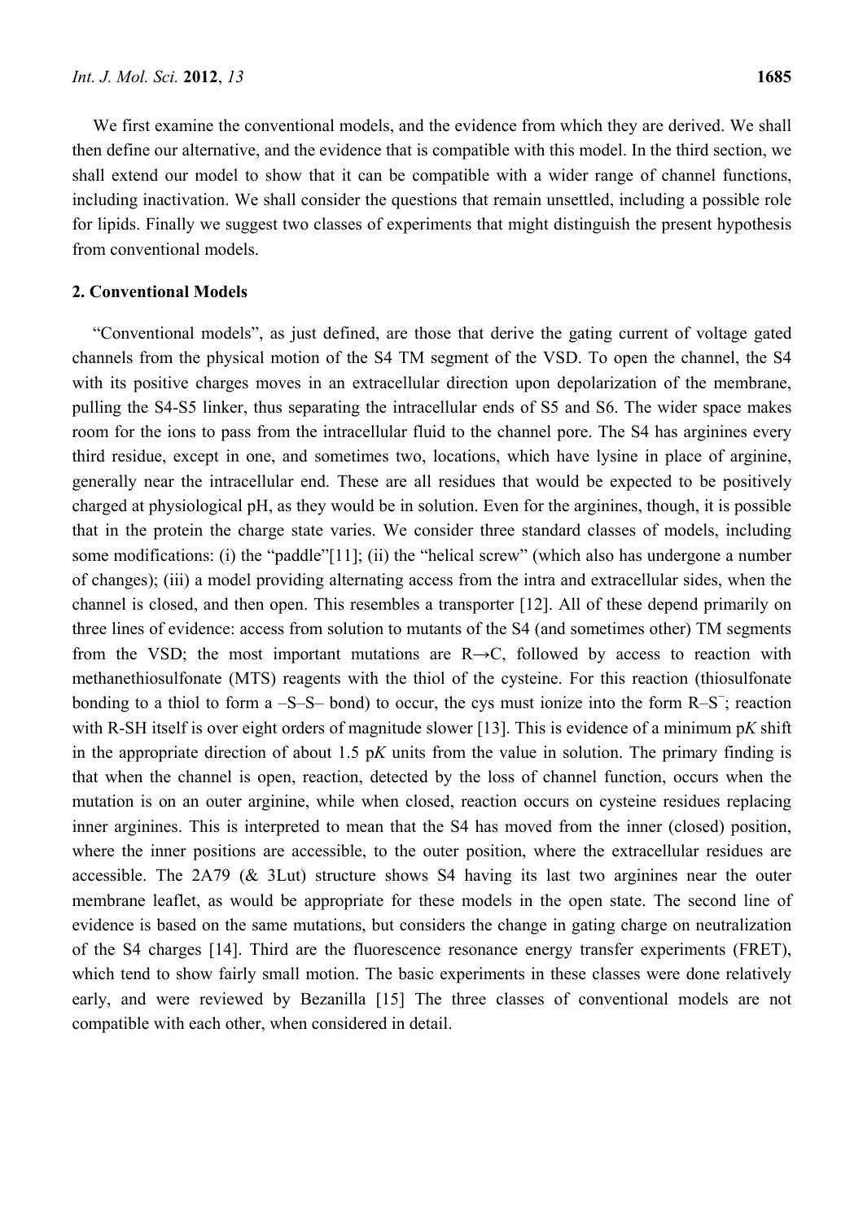We first examine the conventional models, and the evidence from which they are derived. We shall then define our alternative, and the evidence that is compatible with this model. In the third section, we shall extend our model to show that it can be compatible with a wider range of channel functions, including inactivation. We shall consider the questions that remain unsettled, including a possible role for lipids. Finally we suggest two classes of experiments that might distinguish the present hypothesis from conventional models.

## 2. Conventional Models

"Conventional models", as just defined, are those that derive the gating current of voltage gated channels from the physical motion of the S4 TM segment of the VSD. To open the channel, the S4 with its positive charges moves in an extracellular direction upon depolarization of the membrane, pulling the S4-S5 linker, thus separating the intracellular ends of S5 and S6. The wider space makes room for the ions to pass from the intracellular fluid to the channel pore. The S4 has arginines every third residue, except in one, and sometimes two, locations, which have lysine in place of arginine, generally near the intracellular end. These are all residues that would be expected to be positively charged at physiological pH, as they would be in solution. Even for the arginines, though, it is possible that in the protein the charge state varies. We consider three standard classes of models, including some modifications: (i) the "paddle"[11]; (ii) the "helical screw" (which also has undergone a number of changes); (iii) a model providing alternating access from the intra and extracellular sides, when the channel is closed, and then open. This resembles a transporter [12]. All of these depend primarily on three lines of evidence: access from solution to mutants of the S4 (and sometimes other) TM segments from the VSD; the most important mutations are R→C, followed by access to reaction with methanethiosulfonate (MTS) reagents with the thiol of the cysteine. For this reaction (thiosulfonate bonding to a thiol to form a –S–S– bond) to occur, the cys must ionize into the form $R–S^-$; reaction with R-SH itself is over eight orders of magnitude slower [13]. This is evidence of a minimum p*K* shift in the appropriate direction of about 1.5 p*K* units from the value in solution. The primary finding is that when the channel is open, reaction, detected by the loss of channel function, occurs when the mutation is on an outer arginine, while when closed, reaction occurs on cysteine residues replacing inner arginines. This is interpreted to mean that the S4 has moved from the inner (closed) position, where the inner positions are accessible, to the outer position, where the extracellular residues are accessible. The 2A79 (& 3Lut) structure shows S4 having its last two arginines near the outer membrane leaflet, as would be appropriate for these models in the open state. The second line of evidence is based on the same mutations, but considers the change in gating charge on neutralization of the S4 charges [14]. Third are the fluorescence resonance energy transfer experiments (FRET), which tend to show fairly small motion. The basic experiments in these classes were done relatively early, and were reviewed by Bezanilla [15] The three classes of conventional models are not compatible with each other, when considered in detail.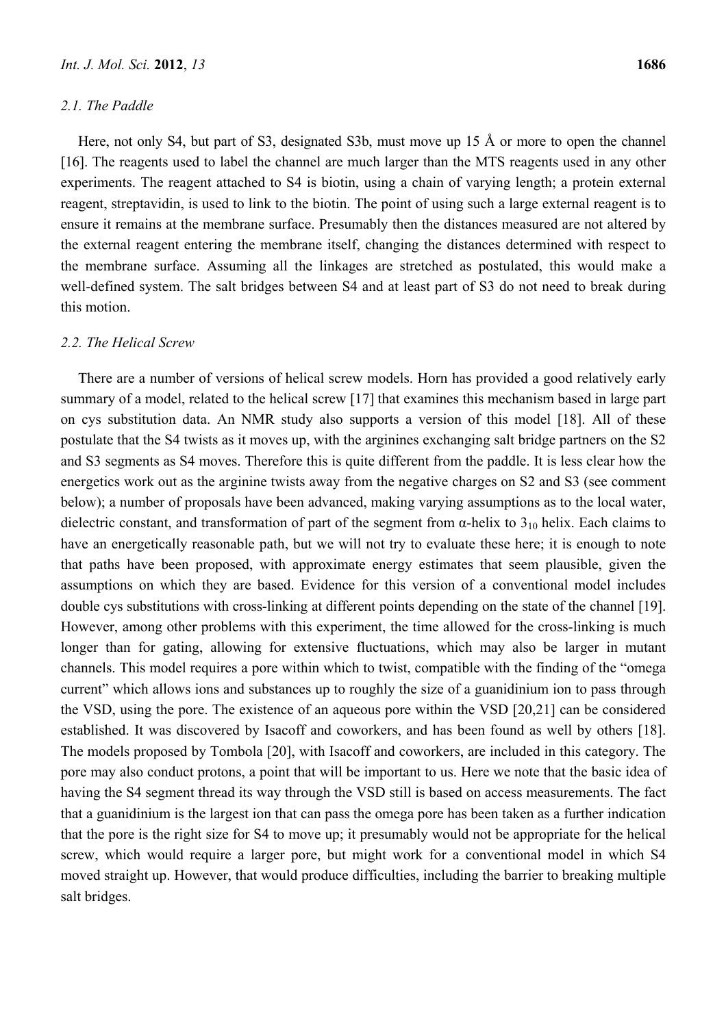### 2.1. The Paddle

Here, not only S4, but part of S3, designated S3b, must move up 15 Å or more to open the channel [16]. The reagents used to label the channel are much larger than the MTS reagents used in any other experiments. The reagent attached to S4 is biotin, using a chain of varying length; a protein external reagent, streptavidin, is used to link to the biotin. The point of using such a large external reagent is to ensure it remains at the membrane surface. Presumably then the distances measured are not altered by the external reagent entering the membrane itself, changing the distances determined with respect to the membrane surface. Assuming all the linkages are stretched as postulated, this would make a well-defined system. The salt bridges between S4 and at least part of S3 do not need to break during this motion.

### 2.2. The Helical Screw

There are a number of versions of helical screw models. Horn has provided a good relatively early summary of a model, related to the helical screw [17] that examines this mechanism based in large part on cys substitution data. An NMR study also supports a version of this model [18]. All of these postulate that the S4 twists as it moves up, with the arginines exchanging salt bridge partners on the S2 and S3 segments as S4 moves. Therefore this is quite different from the paddle. It is less clear how the energetics work out as the arginine twists away from the negative charges on S2 and S3 (see comment below); a number of proposals have been advanced, making varying assumptions as to the local water, dielectric constant, and transformation of part of the segment from α-helix to $3_{10}$ helix. Each claims to have an energetically reasonable path, but we will not try to evaluate these here; it is enough to note that paths have been proposed, with approximate energy estimates that seem plausible, given the assumptions on which they are based. Evidence for this version of a conventional model includes double cys substitutions with cross-linking at different points depending on the state of the channel [19]. However, among other problems with this experiment, the time allowed for the cross-linking is much longer than for gating, allowing for extensive fluctuations, which may also be larger in mutant channels. This model requires a pore within which to twist, compatible with the finding of the "omega current" which allows ions and substances up to roughly the size of a guanidinium ion to pass through the VSD, using the pore. The existence of an aqueous pore within the VSD [20,21] can be considered established. It was discovered by Isacoff and coworkers, and has been found as well by others [18]. The models proposed by Tombola [20], with Isacoff and coworkers, are included in this category. The pore may also conduct protons, a point that will be important to us. Here we note that the basic idea of having the S4 segment thread its way through the VSD still is based on access measurements. The fact that a guanidinium is the largest ion that can pass the omega pore has been taken as a further indication that the pore is the right size for S4 to move up; it presumably would not be appropriate for the helical screw, which would require a larger pore, but might work for a conventional model in which S4 moved straight up. However, that would produce difficulties, including the barrier to breaking multiple salt bridges.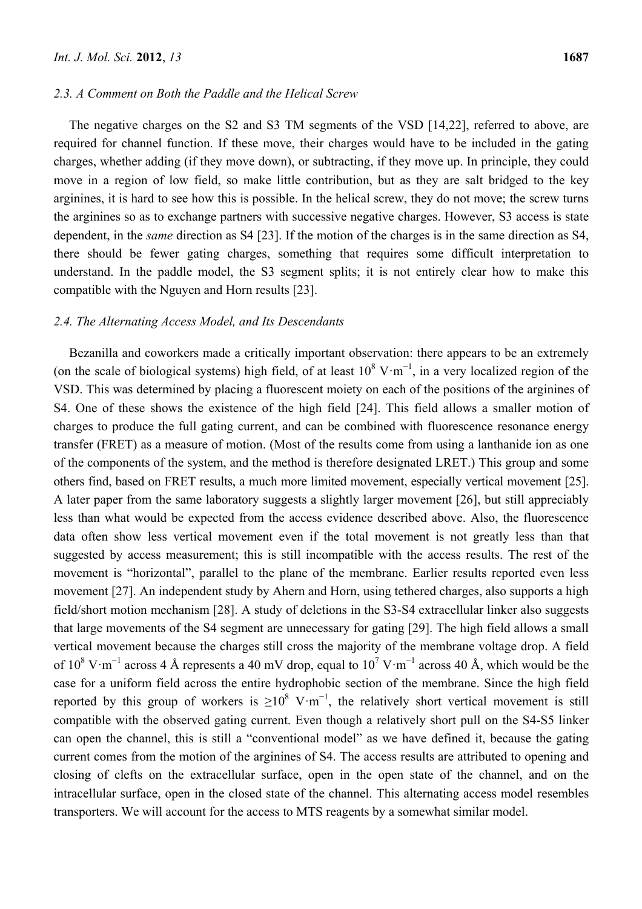### 2.3. A Comment on Both the Paddle and the Helical Screw

The negative charges on the S2 and S3 TM segments of the VSD [14,22], referred to above, are required for channel function. If these move, their charges would have to be included in the gating charges, whether adding (if they move down), or subtracting, if they move up. In principle, they could move in a region of low field, so make little contribution, but as they are salt bridged to the key arginines, it is hard to see how this is possible. In the helical screw, they do not move; the screw turns the arginines so as to exchange partners with successive negative charges. However, S3 access is state dependent, in the *same* direction as S4 [23]. If the motion of the charges is in the same direction as S4, there should be fewer gating charges, something that requires some difficult interpretation to understand. In the paddle model, the S3 segment splits; it is not entirely clear how to make this compatible with the Nguyen and Horn results [23].

### 2.4. The Alternating Access Model, and Its Descendants

Bezanilla and coworkers made a critically important observation: there appears to be an extremely (on the scale of biological systems) high field, of at least $10^8$ V·m$^{-1}$, in a very localized region of the VSD. This was determined by placing a fluorescent moiety on each of the positions of the arginines of S4. One of these shows the existence of the high field [24]. This field allows a smaller motion of charges to produce the full gating current, and can be combined with fluorescence resonance energy transfer (FRET) as a measure of motion. (Most of the results come from using a lanthanide ion as one of the components of the system, and the method is therefore designated LRET.) This group and some others find, based on FRET results, a much more limited movement, especially vertical movement [25]. A later paper from the same laboratory suggests a slightly larger movement [26], but still appreciably less than what would be expected from the access evidence described above. Also, the fluorescence data often show less vertical movement even if the total movement is not greatly less than that suggested by access measurement; this is still incompatible with the access results. The rest of the movement is "horizontal", parallel to the plane of the membrane. Earlier results reported even less movement [27]. An independent study by Ahern and Horn, using tethered charges, also supports a high field/short motion mechanism [28]. A study of deletions in the S3-S4 extracellular linker also suggests that large movements of the S4 segment are unnecessary for gating [29]. The high field allows a small vertical movement because the charges still cross the majority of the membrane voltage drop. A field of $10^8$ V·m$^{-1}$ across 4 Å represents a 40 mV drop, equal to $10^7$ V·m$^{-1}$ across 40 Å, which would be the case for a uniform field across the entire hydrophobic section of the membrane. Since the high field reported by this group of workers is $\geq 10^8$ V·m$^{-1}$, the relatively short vertical movement is still compatible with the observed gating current. Even though a relatively short pull on the S4-S5 linker can open the channel, this is still a "conventional model" as we have defined it, because the gating current comes from the motion of the arginines of S4. The access results are attributed to opening and closing of clefts on the extracellular surface, open in the open state of the channel, and on the intracellular surface, open in the closed state of the channel. This alternating access model resembles transporters. We will account for the access to MTS reagents by a somewhat similar model.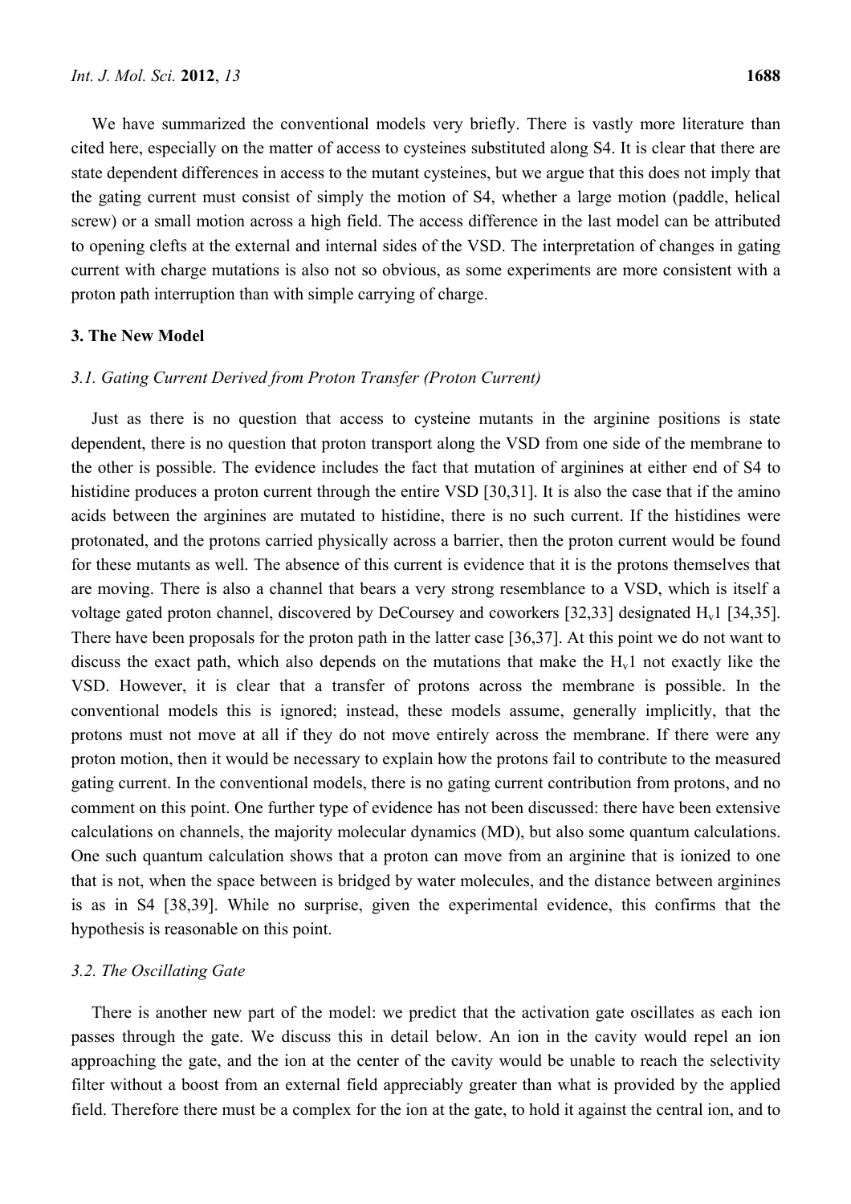We have summarized the conventional models very briefly. There is vastly more literature than cited here, especially on the matter of access to cysteines substituted along S4. It is clear that there are state dependent differences in access to the mutant cysteines, but we argue that this does not imply that the gating current must consist of simply the motion of S4, whether a large motion (paddle, helical screw) or a small motion across a high field. The access difference in the last model can be attributed to opening clefts at the external and internal sides of the VSD. The interpretation of changes in gating current with charge mutations is also not so obvious, as some experiments are more consistent with a proton path interruption than with simple carrying of charge.

## 3. The New Model

### 3.1. Gating Current Derived from Proton Transfer (Proton Current)

Just as there is no question that access to cysteine mutants in the arginine positions is state dependent, there is no question that proton transport along the VSD from one side of the membrane to the other is possible. The evidence includes the fact that mutation of arginines at either end of S4 to histidine produces a proton current through the entire VSD [30,31]. It is also the case that if the amino acids between the arginines are mutated to histidine, there is no such current. If the histidines were protonated, and the protons carried physically across a barrier, then the proton current would be found for these mutants as well. The absence of this current is evidence that it is the protons themselves that are moving. There is also a channel that bears a very strong resemblance to a VSD, which is itself a voltage gated proton channel, discovered by DeCoursey and coworkers [32,33] designated $H_v1$ [34,35]. There have been proposals for the proton path in the latter case [36,37]. At this point we do not want to discuss the exact path, which also depends on the mutations that make the $H_v1$ not exactly like the VSD. However, it is clear that a transfer of protons across the membrane is possible. In the conventional models this is ignored; instead, these models assume, generally implicitly, that the protons must not move at all if they do not move entirely across the membrane. If there were any proton motion, then it would be necessary to explain how the protons fail to contribute to the measured gating current. In the conventional models, there is no gating current contribution from protons, and no comment on this point. One further type of evidence has not been discussed: there have been extensive calculations on channels, the majority molecular dynamics (MD), but also some quantum calculations. One such quantum calculation shows that a proton can move from an arginine that is ionized to one that is not, when the space between is bridged by water molecules, and the distance between arginines is as in S4 [38,39]. While no surprise, given the experimental evidence, this confirms that the hypothesis is reasonable on this point.

### 3.2. The Oscillating Gate

There is another new part of the model: we predict that the activation gate oscillates as each ion passes through the gate. We discuss this in detail below. An ion in the cavity would repel an ion approaching the gate, and the ion at the center of the cavity would be unable to reach the selectivity filter without a boost from an external field appreciably greater than what is provided by the applied field. Therefore there must be a complex for the ion at the gate, to hold it against the central ion, and to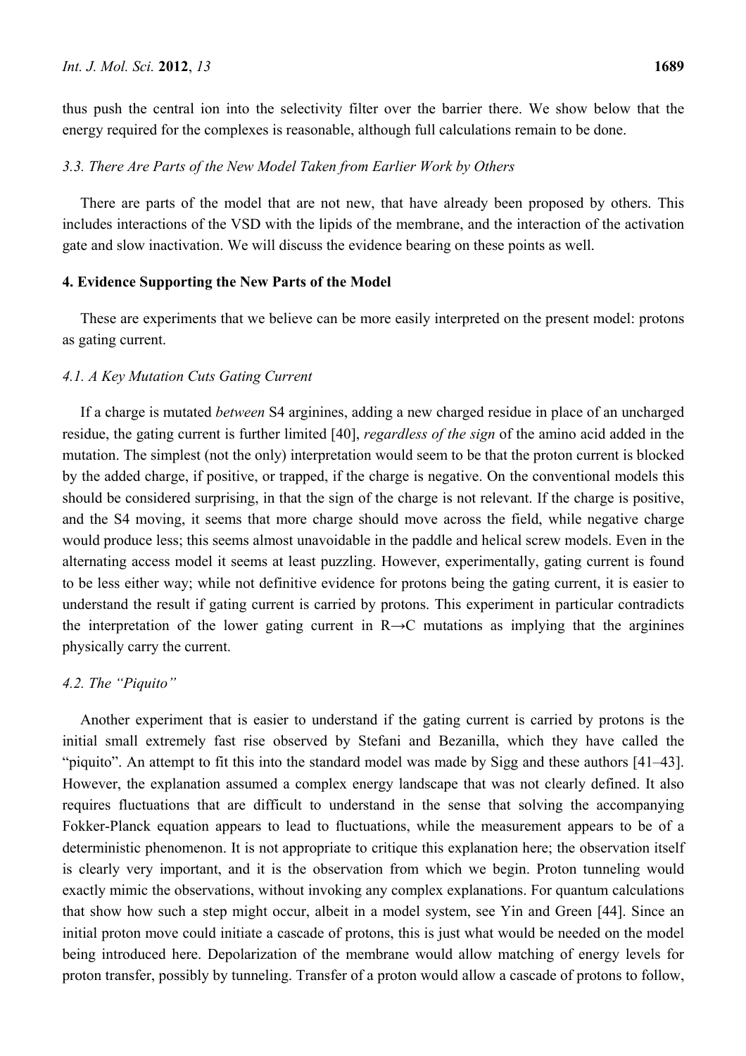thus push the central ion into the selectivity filter over the barrier there. We show below that the energy required for the complexes is reasonable, although full calculations remain to be done.

### 3.3. There Are Parts of the New Model Taken from Earlier Work by Others

There are parts of the model that are not new, that have already been proposed by others. This includes interactions of the VSD with the lipids of the membrane, and the interaction of the activation gate and slow inactivation. We will discuss the evidence bearing on these points as well.

## 4. Evidence Supporting the New Parts of the Model

These are experiments that we believe can be more easily interpreted on the present model: protons as gating current.

### 4.1. A Key Mutation Cuts Gating Current

If a charge is mutated *between* S4 arginines, adding a new charged residue in place of an uncharged residue, the gating current is further limited [40], *regardless of the sign* of the amino acid added in the mutation. The simplest (not the only) interpretation would seem to be that the proton current is blocked by the added charge, if positive, or trapped, if the charge is negative. On the conventional models this should be considered surprising, in that the sign of the charge is not relevant. If the charge is positive, and the S4 moving, it seems that more charge should move across the field, while negative charge would produce less; this seems almost unavoidable in the paddle and helical screw models. Even in the alternating access model it seems at least puzzling. However, experimentally, gating current is found to be less either way; while not definitive evidence for protons being the gating current, it is easier to understand the result if gating current is carried by protons. This experiment in particular contradicts the interpretation of the lower gating current in R→C mutations as implying that the arginines physically carry the current.

### 4.2. The "Piquito"

Another experiment that is easier to understand if the gating current is carried by protons is the initial small extremely fast rise observed by Stefani and Bezanilla, which they have called the "piquito". An attempt to fit this into the standard model was made by Sigg and these authors [41–43]. However, the explanation assumed a complex energy landscape that was not clearly defined. It also requires fluctuations that are difficult to understand in the sense that solving the accompanying Fokker-Planck equation appears to lead to fluctuations, while the measurement appears to be of a deterministic phenomenon. It is not appropriate to critique this explanation here; the observation itself is clearly very important, and it is the observation from which we begin. Proton tunneling would exactly mimic the observations, without invoking any complex explanations. For quantum calculations that show how such a step might occur, albeit in a model system, see Yin and Green [44]. Since an initial proton move could initiate a cascade of protons, this is just what would be needed on the model being introduced here. Depolarization of the membrane would allow matching of energy levels for proton transfer, possibly by tunneling. Transfer of a proton would allow a cascade of protons to follow,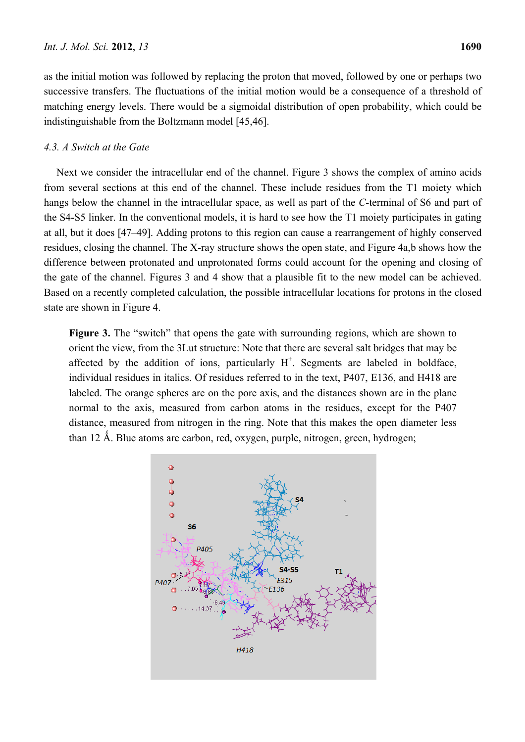as the initial motion was followed by replacing the proton that moved, followed by one or perhaps two successive transfers. The fluctuations of the initial motion would be a consequence of a threshold of matching energy levels. There would be a sigmoidal distribution of open probability, which could be indistinguishable from the Boltzmann model [45,46].

### *4.3. A Switch at the Gate*

Next we consider the intracellular end of the channel. Figure 3 shows the complex of amino acids from several sections at this end of the channel. These include residues from the T1 moiety which hangs below the channel in the intracellular space, as well as part of the *C*-terminal of S6 and part of the S4-S5 linker. In the conventional models, it is hard to see how the T1 moiety participates in gating at all, but it does [47–49]. Adding protons to this region can cause a rearrangement of highly conserved residues, closing the channel. The X-ray structure shows the open state, and Figure 4a,b shows how the difference between protonated and unprotonated forms could account for the opening and closing of the gate of the channel. Figures 3 and 4 show that a plausible fit to the new model can be achieved. Based on a recently completed calculation, the possible intracellular locations for protons in the closed state are shown in Figure 4.

**Figure 3.** The "switch" that opens the gate with surrounding regions, which are shown to orient the view, from the 3Lut structure: Note that there are several salt bridges that may be affected by the addition of ions, particularly $H^+$. Segments are labeled in boldface, individual residues in italics. Of residues referred to in the text, P407, E136, and H418 are labeled. The orange spheres are on the pore axis, and the distances shown are in the plane normal to the axis, measured from carbon atoms in the residues, except for the P407 distance, measured from nitrogen in the ring. Note that this makes the open diameter less than 12 Å. Blue atoms are carbon, red, oxygen, purple, nitrogen, green, hydrogen;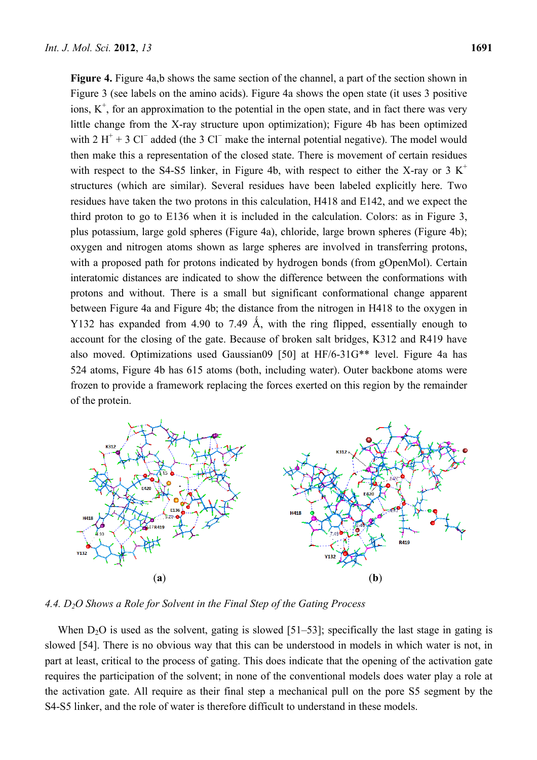**Figure 4.** Figure 4a,b shows the same section of the channel, a part of the section shown in Figure 3 (see labels on the amino acids). Figure 4a shows the open state (it uses 3 positive ions, $K^+$, for an approximation to the potential in the open state, and in fact there was very little change from the X-ray structure upon optimization); Figure 4b has been optimized with 2 $H^+$ + 3 $Cl^-$ added (the 3 $Cl^-$ make the internal potential negative). The model would then make this a representation of the closed state. There is movement of certain residues with respect to the S4-S5 linker, in Figure 4b, with respect to either the X-ray or 3 $K^+$ structures (which are similar). Several residues have been labeled explicitly here. Two residues have taken the two protons in this calculation, H418 and E142, and we expect the third proton to go to E136 when it is included in the calculation. Colors: as in Figure 3, plus potassium, large gold spheres (Figure 4a), chloride, large brown spheres (Figure 4b); oxygen and nitrogen atoms shown as large spheres are involved in transferring protons, with a proposed path for protons indicated by hydrogen bonds (from gOpenMol). Certain interatomic distances are indicated to show the difference between the conformations with protons and without. There is a small but significant conformational change apparent between Figure 4a and Figure 4b; the distance from the nitrogen in H418 to the oxygen in Y132 has expanded from 4.90 to 7.49 Å, with the ring flipped, essentially enough to account for the closing of the gate. Because of broken salt bridges, K312 and R419 have also moved. Optimizations used Gaussian09 [50] at HF/6-31G** level. Figure 4a has 524 atoms, Figure 4b has 615 atoms (both, including water). Outer backbone atoms were frozen to provide a framework replacing the forces exerted on this region by the remainder of the protein.

(**a**) (**b**)

### 4.4. $D_2O$ Shows a Role for Solvent in the Final Step of the Gating Process

When $D_2O$ is used as the solvent, gating is slowed [51–53]; specifically the last stage in gating is slowed [54]. There is no obvious way that this can be understood in models in which water is not, in part at least, critical to the process of gating. This does indicate that the opening of the activation gate requires the participation of the solvent; in none of the conventional models does water play a role at the activation gate. All require as their final step a mechanical pull on the pore S5 segment by the S4-S5 linker, and the role of water is therefore difficult to understand in these models.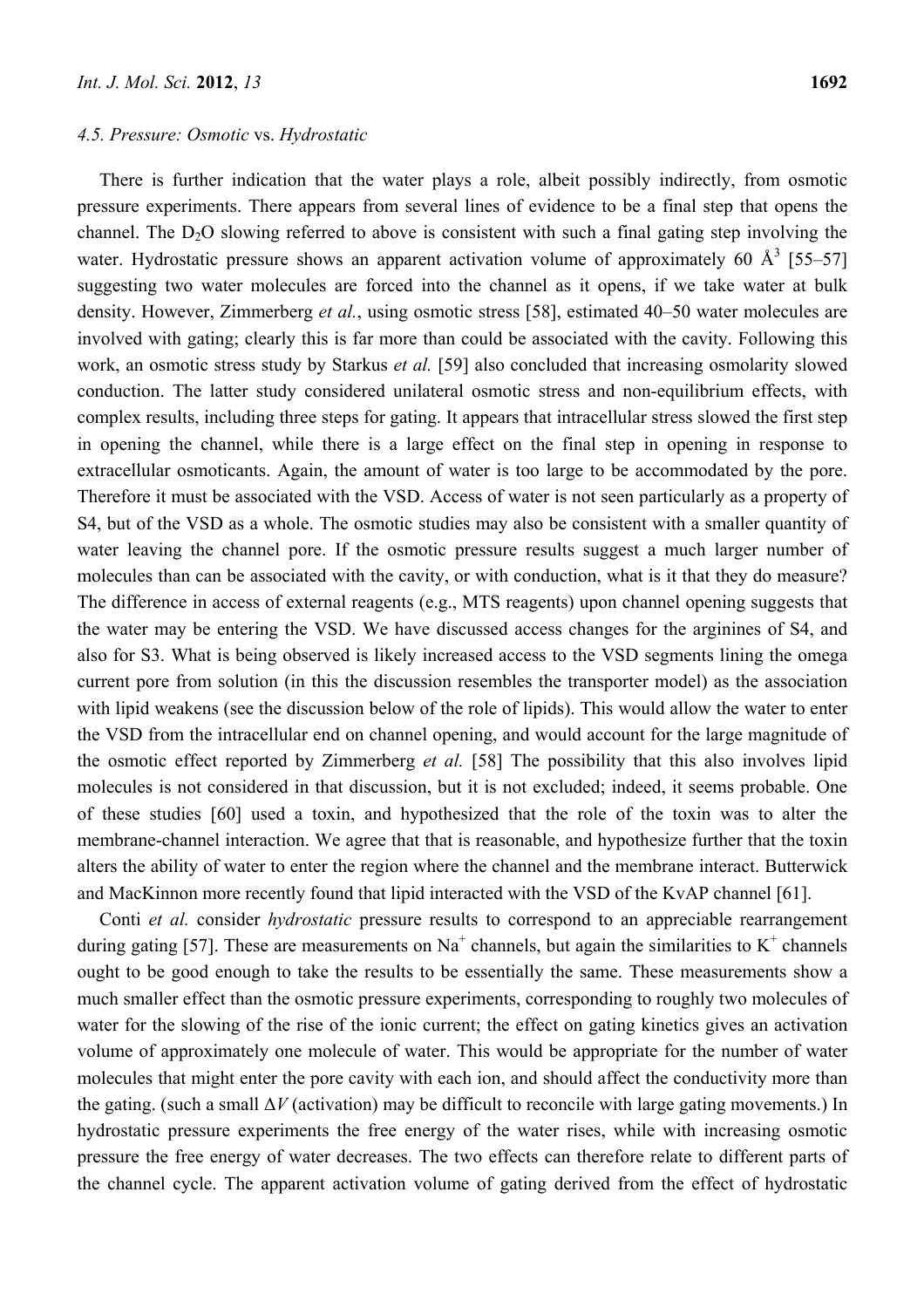### 4.5. Pressure: *Osmotic* vs. *Hydrostatic*

There is further indication that the water plays a role, albeit possibly indirectly, from osmotic pressure experiments. There appears from several lines of evidence to be a final step that opens the channel. The $D_2O$ slowing referred to above is consistent with such a final gating step involving the water. Hydrostatic pressure shows an apparent activation volume of approximately 60 Å$^3$ [55–57] suggesting two water molecules are forced into the channel as it opens, if we take water at bulk density. However, Zimmerberg *et al.*, using osmotic stress [58], estimated 40–50 water molecules are involved with gating; clearly this is far more than could be associated with the cavity. Following this work, an osmotic stress study by Starkus *et al.* [59] also concluded that increasing osmolarity slowed conduction. The latter study considered unilateral osmotic stress and non-equilibrium effects, with complex results, including three steps for gating. It appears that intracellular stress slowed the first step in opening the channel, while there is a large effect on the final step in opening in response to extracellular osmoticants. Again, the amount of water is too large to be accommodated by the pore. Therefore it must be associated with the VSD. Access of water is not seen particularly as a property of S4, but of the VSD as a whole. The osmotic studies may also be consistent with a smaller quantity of water leaving the channel pore. If the osmotic pressure results suggest a much larger number of molecules than can be associated with the cavity, or with conduction, what is it that they do measure? The difference in access of external reagents (e.g., MTS reagents) upon channel opening suggests that the water may be entering the VSD. We have discussed access changes for the arginines of S4, and also for S3. What is being observed is likely increased access to the VSD segments lining the omega current pore from solution (in this the discussion resembles the transporter model) as the association with lipid weakens (see the discussion below of the role of lipids). This would allow the water to enter the VSD from the intracellular end on channel opening, and would account for the large magnitude of the osmotic effect reported by Zimmerberg *et al.* [58] The possibility that this also involves lipid molecules is not considered in that discussion, but it is not excluded; indeed, it seems probable. One of these studies [60] used a toxin, and hypothesized that the role of the toxin was to alter the membrane-channel interaction. We agree that that is reasonable, and hypothesize further that the toxin alters the ability of water to enter the region where the channel and the membrane interact. Butterwick and MacKinnon more recently found that lipid interacted with the VSD of the KvAP channel [61].

Conti *et al.* consider *hydrostatic* pressure results to correspond to an appreciable rearrangement during gating [57]. These are measurements on $Na^+$ channels, but again the similarities to $K^+$ channels ought to be good enough to take the results to be essentially the same. These measurements show a much smaller effect than the osmotic pressure experiments, corresponding to roughly two molecules of water for the slowing of the rise of the ionic current; the effect on gating kinetics gives an activation volume of approximately one molecule of water. This would be appropriate for the number of water molecules that might enter the pore cavity with each ion, and should affect the conductivity more than the gating. (such a small $\Delta V$ (activation) may be difficult to reconcile with large gating movements.) In hydrostatic pressure experiments the free energy of the water rises, while with increasing osmotic pressure the free energy of water decreases. The two effects can therefore relate to different parts of the channel cycle. The apparent activation volume of gating derived from the effect of hydrostatic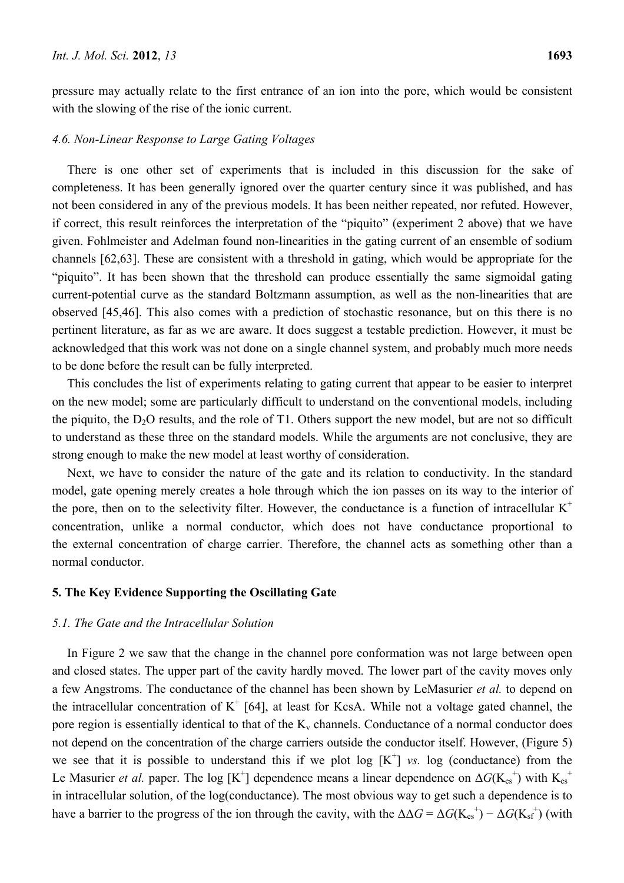pressure may actually relate to the first entrance of an ion into the pore, which would be consistent with the slowing of the rise of the ionic current.

### *4.6. Non-Linear Response to Large Gating Voltages*

There is one other set of experiments that is included in this discussion for the sake of completeness. It has been generally ignored over the quarter century since it was published, and has not been considered in any of the previous models. It has been neither repeated, nor refuted. However, if correct, this result reinforces the interpretation of the "piquito" (experiment 2 above) that we have given. Fohlmeister and Adelman found non-linearities in the gating current of an ensemble of sodium channels [62,63]. These are consistent with a threshold in gating, which would be appropriate for the "piquito". It has been shown that the threshold can produce essentially the same sigmoidal gating current-potential curve as the standard Boltzmann assumption, as well as the non-linearities that are observed [45,46]. This also comes with a prediction of stochastic resonance, but on this there is no pertinent literature, as far as we are aware. It does suggest a testable prediction. However, it must be acknowledged that this work was not done on a single channel system, and probably much more needs to be done before the result can be fully interpreted.

This concludes the list of experiments relating to gating current that appear to be easier to interpret on the new model; some are particularly difficult to understand on the conventional models, including the piquito, the $D_2O$ results, and the role of T1. Others support the new model, but are not so difficult to understand as these three on the standard models. While the arguments are not conclusive, they are strong enough to make the new model at least worthy of consideration.

Next, we have to consider the nature of the gate and its relation to conductivity. In the standard model, gate opening merely creates a hole through which the ion passes on its way to the interior of the pore, then on to the selectivity filter. However, the conductance is a function of intracellular $K^+$ concentration, unlike a normal conductor, which does not have conductance proportional to the external concentration of charge carrier. Therefore, the channel acts as something other than a normal conductor.

## 5. The Key Evidence Supporting the Oscillating Gate

### *5.1. The Gate and the Intracellular Solution*

In Figure 2 we saw that the change in the channel pore conformation was not large between open and closed states. The upper part of the cavity hardly moved. The lower part of the cavity moves only a few Angstroms. The conductance of the channel has been shown by LeMasurier *et al.* to depend on the intracellular concentration of $K^+$ [64], at least for KcsA. While not a voltage gated channel, the pore region is essentially identical to that of the $K_v$ channels. Conductance of a normal conductor does not depend on the concentration of the charge carriers outside the conductor itself. However, (Figure 5) we see that it is possible to understand this if we plot log $[K^+]$ *vs.* log (conductance) from the Le Masurier *et al.* paper. The log $[K^+]$ dependence means a linear dependence on $\Delta G(K_{es}^+)$ with $K_{es}^+$ in intracellular solution, of the log(conductance). The most obvious way to get such a dependence is to have a barrier to the progress of the ion through the cavity, with the $\Delta\Delta G = \Delta G(K_{es}^+) - \Delta G(K_{sf}^+)$ (with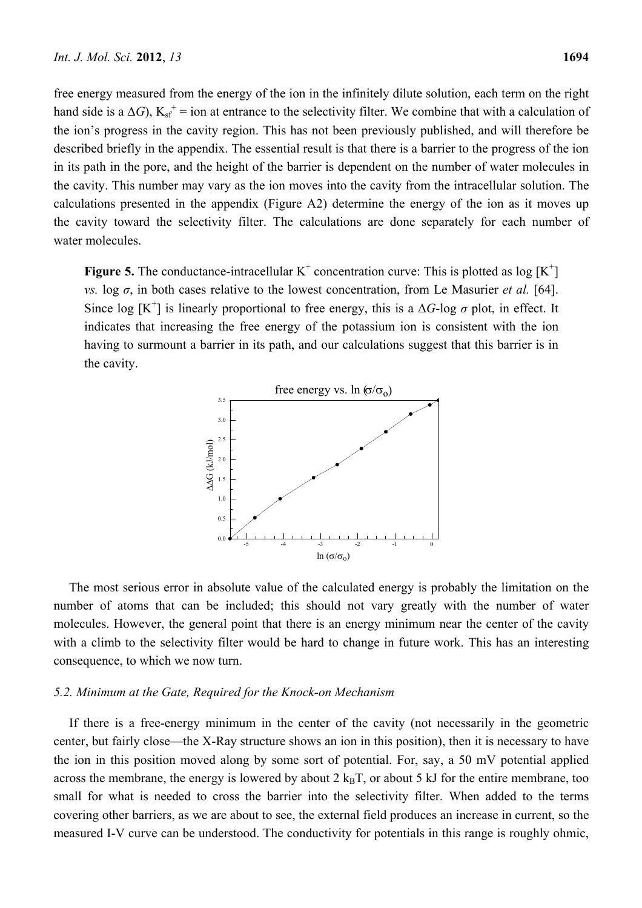free energy measured from the energy of the ion in the infinitely dilute solution, each term on the right hand side is a $\Delta G$), $K_{sf}^+$ = ion at entrance to the selectivity filter. We combine that with a calculation of the ion's progress in the cavity region. This has not been previously published, and will therefore be described briefly in the appendix. The essential result is that there is a barrier to the progress of the ion in its path in the pore, and the height of the barrier is dependent on the number of water molecules in the cavity. This number may vary as the ion moves into the cavity from the intracellular solution. The calculations presented in the appendix (Figure A2) determine the energy of the ion as it moves up the cavity toward the selectivity filter. The calculations are done separately for each number of water molecules.

**Figure 5.** The conductance-intracellular $K^+$ concentration curve: This is plotted as log $[K^+]$ *vs.* log $\sigma$, in both cases relative to the lowest concentration, from Le Masurier *et al.* [64]. Since log $[K^+]$ is linearly proportional to free energy, this is a $\Delta G$-log $\sigma$ plot, in effect. It indicates that increasing the free energy of the potassium ion is consistent with the ion having to surmount a barrier in its path, and our calculations suggest that this barrier is in the cavity.

The most serious error in absolute value of the calculated energy is probably the limitation on the number of atoms that can be included; this should not vary greatly with the number of water molecules. However, the general point that there is an energy minimum near the center of the cavity with a climb to the selectivity filter would be hard to change in future work. This has an interesting consequence, to which we now turn.

### 5.2. Minimum at the Gate, Required for the Knock-on Mechanism

If there is a free-energy minimum in the center of the cavity (not necessarily in the geometric center, but fairly close—the X-Ray structure shows an ion in this position), then it is necessary to have the ion in this position moved along by some sort of potential. For, say, a 50 mV potential applied across the membrane, the energy is lowered by about 2 $k_BT$, or about 5 kJ for the entire membrane, too small for what is needed to cross the barrier into the selectivity filter. When added to the terms covering other barriers, as we are about to see, the external field produces an increase in current, so the measured I-V curve can be understood. The conductivity for potentials in this range is roughly ohmic,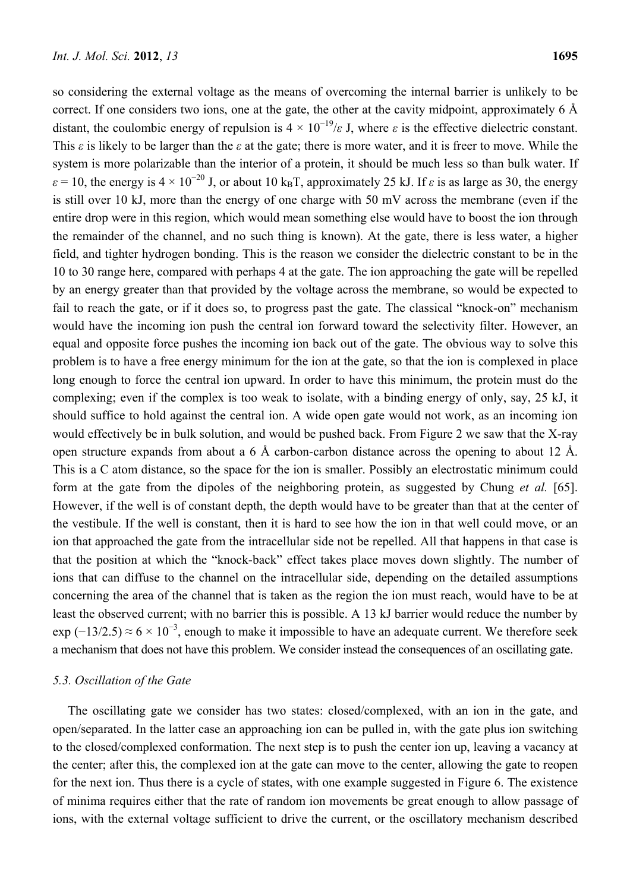so considering the external voltage as the means of overcoming the internal barrier is unlikely to be correct. If one considers two ions, one at the gate, the other at the cavity midpoint, approximately 6 Å distant, the coulombic energy of repulsion is $4 \times 10^{-19}/\varepsilon$ J, where $\varepsilon$ is the effective dielectric constant. This $\varepsilon$ is likely to be larger than the $\varepsilon$ at the gate; there is more water, and it is freer to move. While the system is more polarizable than the interior of a protein, it should be much less so than bulk water. If $\varepsilon = 10$, the energy is $4 \times 10^{-20}$ J, or about 10 $k_BT$, approximately 25 kJ. If $\varepsilon$ is as large as 30, the energy is still over 10 kJ, more than the energy of one charge with 50 mV across the membrane (even if the entire drop were in this region, which would mean something else would have to boost the ion through the remainder of the channel, and no such thing is known). At the gate, there is less water, a higher field, and tighter hydrogen bonding. This is the reason we consider the dielectric constant to be in the 10 to 30 range here, compared with perhaps 4 at the gate. The ion approaching the gate will be repelled by an energy greater than that provided by the voltage across the membrane, so would be expected to fail to reach the gate, or if it does so, to progress past the gate. The classical "knock-on" mechanism would have the incoming ion push the central ion forward toward the selectivity filter. However, an equal and opposite force pushes the incoming ion back out of the gate. The obvious way to solve this problem is to have a free energy minimum for the ion at the gate, so that the ion is complexed in place long enough to force the central ion upward. In order to have this minimum, the protein must do the complexing; even if the complex is too weak to isolate, with a binding energy of only, say, 25 kJ, it should suffice to hold against the central ion. A wide open gate would not work, as an incoming ion would effectively be in bulk solution, and would be pushed back. From Figure 2 we saw that the X-ray open structure expands from about a 6 Å carbon-carbon distance across the opening to about 12 Å. This is a C atom distance, so the space for the ion is smaller. Possibly an electrostatic minimum could form at the gate from the dipoles of the neighboring protein, as suggested by Chung *et al.* [65]. However, if the well is of constant depth, the depth would have to be greater than that at the center of the vestibule. If the well is constant, then it is hard to see how the ion in that well could move, or an ion that approached the gate from the intracellular side not be repelled. All that happens in that case is that the position at which the "knock-back" effect takes place moves down slightly. The number of ions that can diffuse to the channel on the intracellular side, depending on the detailed assumptions concerning the area of the channel that is taken as the region the ion must reach, would have to be at least the observed current; with no barrier this is possible. A 13 kJ barrier would reduce the number by $\exp(-13/2.5) \approx 6 \times 10^{-3}$, enough to make it impossible to have an adequate current. We therefore seek a mechanism that does not have this problem. We consider instead the consequences of an oscillating gate.

### 5.3. Oscillation of the Gate

The oscillating gate we consider has two states: closed/complexed, with an ion in the gate, and open/separated. In the latter case an approaching ion can be pulled in, with the gate plus ion switching to the closed/complexed conformation. The next step is to push the center ion up, leaving a vacancy at the center; after this, the complexed ion at the gate can move to the center, allowing the gate to reopen for the next ion. Thus there is a cycle of states, with one example suggested in Figure 6. The existence of minima requires either that the rate of random ion movements be great enough to allow passage of ions, with the external voltage sufficient to drive the current, or the oscillatory mechanism described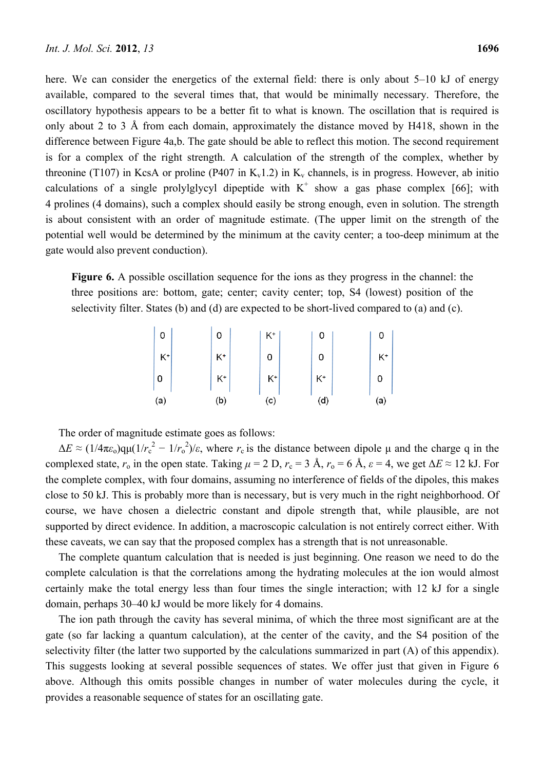here. We can consider the energetics of the external field: there is only about 5–10 kJ of energy available, compared to the several times that, that would be minimally necessary. Therefore, the oscillatory hypothesis appears to be a better fit to what is known. The oscillation that is required is only about 2 to 3 Å from each domain, approximately the distance moved by H418, shown in the difference between Figure 4a,b. The gate should be able to reflect this motion. The second requirement is for a complex of the right strength. A calculation of the strength of the complex, whether by threonine (T107) in KcsA or proline (P407 in $K_v1.2$) in $K_v$ channels, is in progress. However, ab initio calculations of a single prolylglycyl dipeptide with $K^+$ show a gas phase complex [66]; with 4 prolines (4 domains), such a complex should easily be strong enough, even in solution. The strength is about consistent with an order of magnitude estimate. (The upper limit on the strength of the potential well would be determined by the minimum at the cavity center; a too-deep minimum at the gate would also prevent conduction).

**Figure 6.** A possible oscillation sequence for the ions as they progress in the channel: the three positions are: bottom, gate; center; cavity center; top, S4 (lowest) position of the selectivity filter. States (b) and (d) are expected to be short-lived compared to (a) and (c).

| (a) | (b) | (c) | (d) | (a) |
|---|---|---|---|---|
| 0 | 0 | $K^+$ | 0 | 0 |
| $K^+$ | $K^+$ | 0 | 0 | $K^+$ |
| 0 | $K^+$ | $K^+$ | $K^+$ | 0 |

The order of magnitude estimate goes as follows:

$\Delta E \approx (1/4\pi\varepsilon_o)q\mu(1/r_c^2 - 1/r_o^2)/\varepsilon$, where $r_c$ is the distance between dipole μ and the charge q in the complexed state, $r_o$ in the open state. Taking $\mu = 2$ D, $r_c = 3$ Å, $r_o = 6$ Å, $\varepsilon = 4$, we get $\Delta E \approx 12$ kJ. For the complete complex, with four domains, assuming no interference of fields of the dipoles, this makes close to 50 kJ. This is probably more than is necessary, but is very much in the right neighborhood. Of course, we have chosen a dielectric constant and dipole strength that, while plausible, are not supported by direct evidence. In addition, a macroscopic calculation is not entirely correct either. With these caveats, we can say that the proposed complex has a strength that is not unreasonable.

The complete quantum calculation that is needed is just beginning. One reason we need to do the complete calculation is that the correlations among the hydrating molecules at the ion would almost certainly make the total energy less than four times the single interaction; with 12 kJ for a single domain, perhaps 30–40 kJ would be more likely for 4 domains.

The ion path through the cavity has several minima, of which the three most significant are at the gate (so far lacking a quantum calculation), at the center of the cavity, and the S4 position of the selectivity filter (the latter two supported by the calculations summarized in part (A) of this appendix). This suggests looking at several possible sequences of states. We offer just that given in Figure 6 above. Although this omits possible changes in number of water molecules during the cycle, it provides a reasonable sequence of states for an oscillating gate.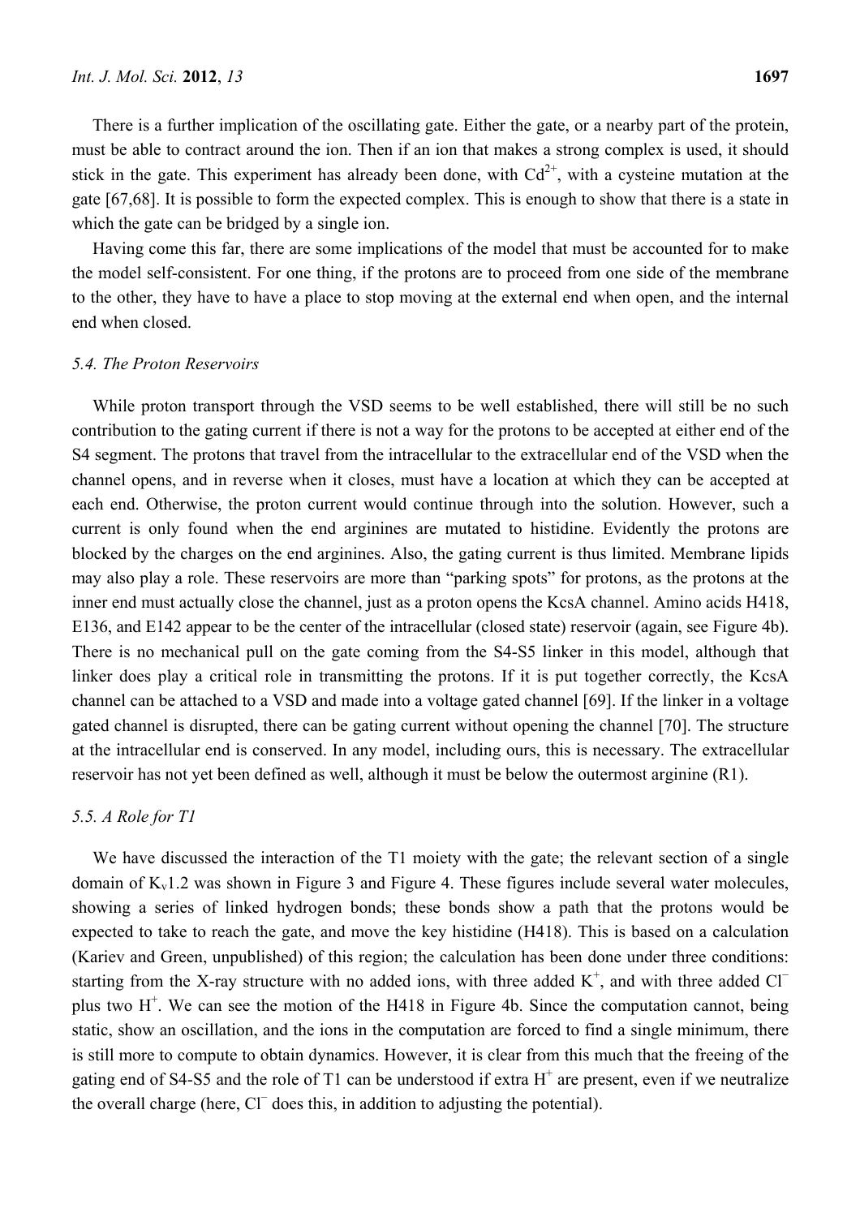There is a further implication of the oscillating gate. Either the gate, or a nearby part of the protein, must be able to contract around the ion. Then if an ion that makes a strong complex is used, it should stick in the gate. This experiment has already been done, with $Cd^{2+}$, with a cysteine mutation at the gate [67,68]. It is possible to form the expected complex. This is enough to show that there is a state in which the gate can be bridged by a single ion.

Having come this far, there are some implications of the model that must be accounted for to make the model self-consistent. For one thing, if the protons are to proceed from one side of the membrane to the other, they have to have a place to stop moving at the external end when open, and the internal end when closed.

### *5.4. The Proton Reservoirs*

While proton transport through the VSD seems to be well established, there will still be no such contribution to the gating current if there is not a way for the protons to be accepted at either end of the S4 segment. The protons that travel from the intracellular to the extracellular end of the VSD when the channel opens, and in reverse when it closes, must have a location at which they can be accepted at each end. Otherwise, the proton current would continue through into the solution. However, such a current is only found when the end arginines are mutated to histidine. Evidently the protons are blocked by the charges on the end arginines. Also, the gating current is thus limited. Membrane lipids may also play a role. These reservoirs are more than "parking spots" for protons, as the protons at the inner end must actually close the channel, just as a proton opens the KcsA channel. Amino acids H418, E136, and E142 appear to be the center of the intracellular (closed state) reservoir (again, see Figure 4b). There is no mechanical pull on the gate coming from the S4-S5 linker in this model, although that linker does play a critical role in transmitting the protons. If it is put together correctly, the KcsA channel can be attached to a VSD and made into a voltage gated channel [69]. If the linker in a voltage gated channel is disrupted, there can be gating current without opening the channel [70]. The structure at the intracellular end is conserved. In any model, including ours, this is necessary. The extracellular reservoir has not yet been defined as well, although it must be below the outermost arginine (R1).

### *5.5. A Role for T1*

We have discussed the interaction of the T1 moiety with the gate; the relevant section of a single domain of $K_v1.2$ was shown in Figure 3 and Figure 4. These figures include several water molecules, showing a series of linked hydrogen bonds; these bonds show a path that the protons would be expected to take to reach the gate, and move the key histidine (H418). This is based on a calculation (Kariev and Green, unpublished) of this region; the calculation has been done under three conditions: starting from the X-ray structure with no added ions, with three added $K^+$, and with three added $Cl^-$ plus two $H^+$. We can see the motion of the H418 in Figure 4b. Since the computation cannot, being static, show an oscillation, and the ions in the computation are forced to find a single minimum, there is still more to compute to obtain dynamics. However, it is clear from this much that the freeing of the gating end of S4-S5 and the role of T1 can be understood if extra $H^+$ are present, even if we neutralize the overall charge (here, $Cl^-$ does this, in addition to adjusting the potential).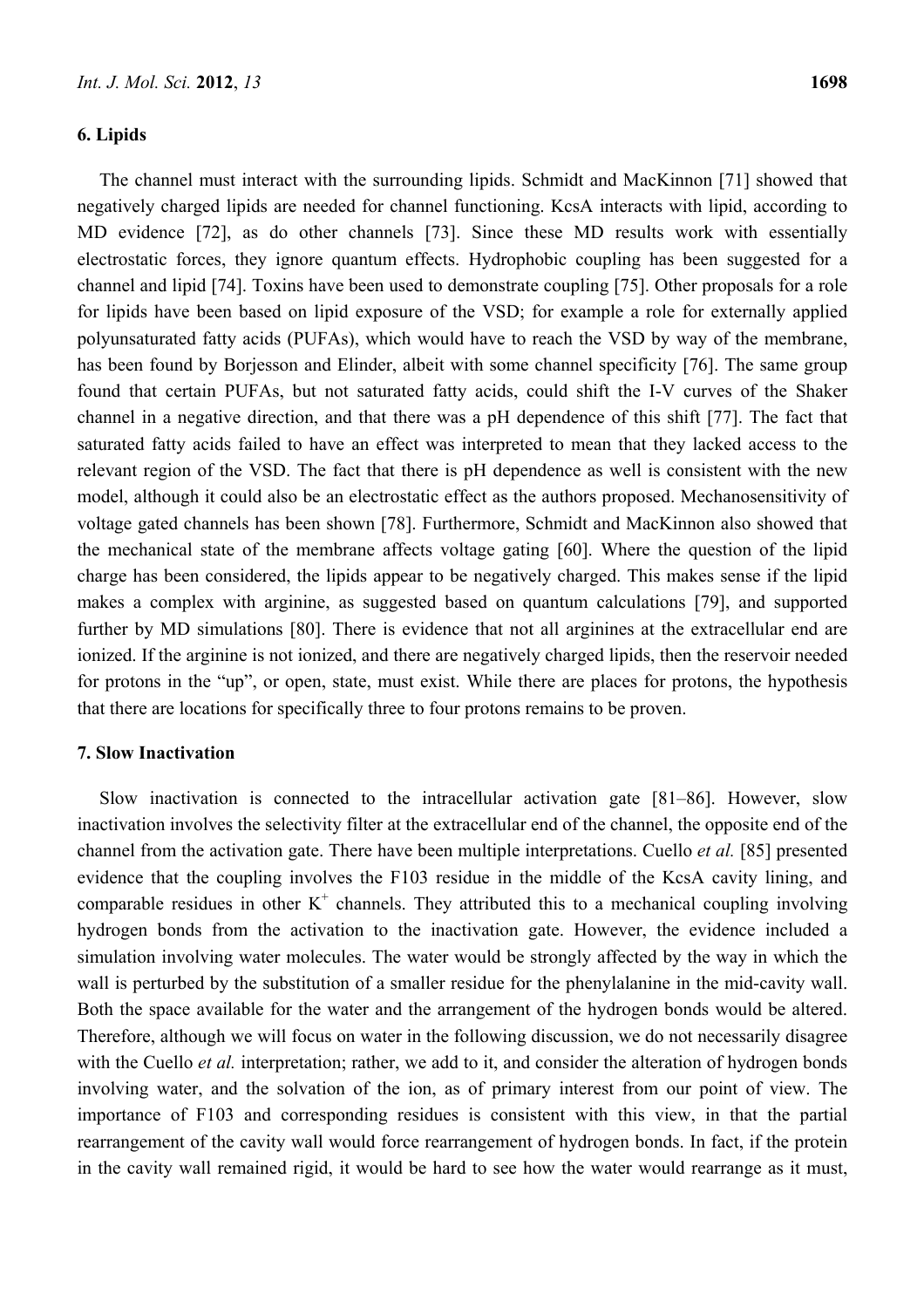## 6. Lipids

The channel must interact with the surrounding lipids. Schmidt and MacKinnon [71] showed that negatively charged lipids are needed for channel functioning. KcsA interacts with lipid, according to MD evidence [72], as do other channels [73]. Since these MD results work with essentially electrostatic forces, they ignore quantum effects. Hydrophobic coupling has been suggested for a channel and lipid [74]. Toxins have been used to demonstrate coupling [75]. Other proposals for a role for lipids have been based on lipid exposure of the VSD; for example a role for externally applied polyunsaturated fatty acids (PUFAs), which would have to reach the VSD by way of the membrane, has been found by Borjesson and Elinder, albeit with some channel specificity [76]. The same group found that certain PUFAs, but not saturated fatty acids, could shift the I-V curves of the Shaker channel in a negative direction, and that there was a pH dependence of this shift [77]. The fact that saturated fatty acids failed to have an effect was interpreted to mean that they lacked access to the relevant region of the VSD. The fact that there is pH dependence as well is consistent with the new model, although it could also be an electrostatic effect as the authors proposed. Mechanosensitivity of voltage gated channels has been shown [78]. Furthermore, Schmidt and MacKinnon also showed that the mechanical state of the membrane affects voltage gating [60]. Where the question of the lipid charge has been considered, the lipids appear to be negatively charged. This makes sense if the lipid makes a complex with arginine, as suggested based on quantum calculations [79], and supported further by MD simulations [80]. There is evidence that not all arginines at the extracellular end are ionized. If the arginine is not ionized, and there are negatively charged lipids, then the reservoir needed for protons in the "up", or open, state, must exist. While there are places for protons, the hypothesis that there are locations for specifically three to four protons remains to be proven.

## 7. Slow Inactivation

Slow inactivation is connected to the intracellular activation gate [81–86]. However, slow inactivation involves the selectivity filter at the extracellular end of the channel, the opposite end of the channel from the activation gate. There have been multiple interpretations. Cuello *et al.* [85] presented evidence that the coupling involves the F103 residue in the middle of the KcsA cavity lining, and comparable residues in other $K^+$ channels. They attributed this to a mechanical coupling involving hydrogen bonds from the activation to the inactivation gate. However, the evidence included a simulation involving water molecules. The water would be strongly affected by the way in which the wall is perturbed by the substitution of a smaller residue for the phenylalanine in the mid-cavity wall. Both the space available for the water and the arrangement of the hydrogen bonds would be altered. Therefore, although we will focus on water in the following discussion, we do not necessarily disagree with the Cuello *et al.* interpretation; rather, we add to it, and consider the alteration of hydrogen bonds involving water, and the solvation of the ion, as of primary interest from our point of view. The importance of F103 and corresponding residues is consistent with this view, in that the partial rearrangement of the cavity wall would force rearrangement of hydrogen bonds. In fact, if the protein in the cavity wall remained rigid, it would be hard to see how the water would rearrange as it must,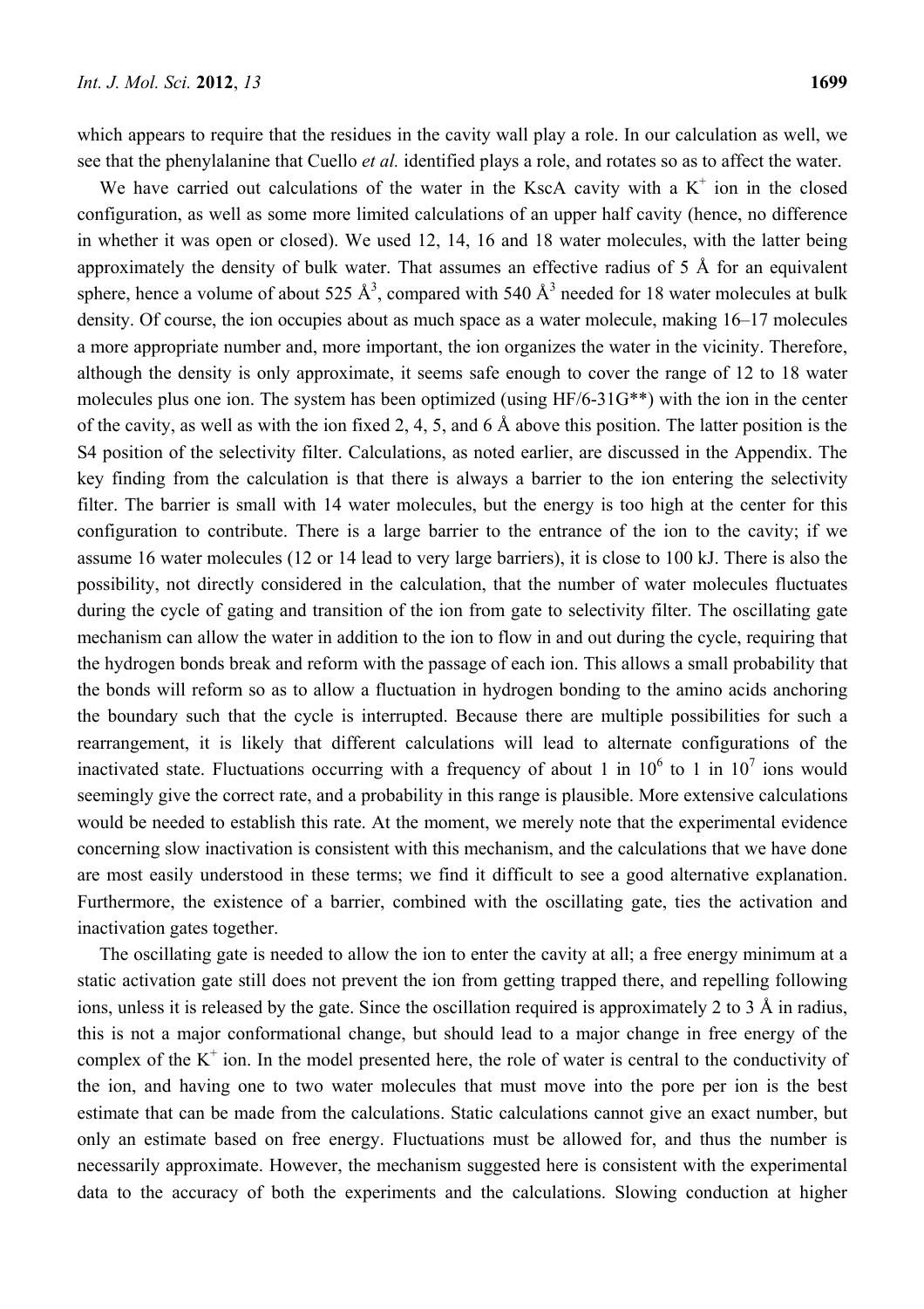which appears to require that the residues in the cavity wall play a role. In our calculation as well, we see that the phenylalanine that Cuello *et al.* identified plays a role, and rotates so as to affect the water.

We have carried out calculations of the water in the KscA cavity with a $K^+$ ion in the closed configuration, as well as some more limited calculations of an upper half cavity (hence, no difference in whether it was open or closed). We used 12, 14, 16 and 18 water molecules, with the latter being approximately the density of bulk water. That assumes an effective radius of 5 Å for an equivalent sphere, hence a volume of about 525 $Å^3$, compared with 540 $Å^3$ needed for 18 water molecules at bulk density. Of course, the ion occupies about as much space as a water molecule, making 16–17 molecules a more appropriate number and, more important, the ion organizes the water in the vicinity. Therefore, although the density is only approximate, it seems safe enough to cover the range of 12 to 18 water molecules plus one ion. The system has been optimized (using HF/6-31G**) with the ion in the center of the cavity, as well as with the ion fixed 2, 4, 5, and 6 Å above this position. The latter position is the S4 position of the selectivity filter. Calculations, as noted earlier, are discussed in the Appendix. The key finding from the calculation is that there is always a barrier to the ion entering the selectivity filter. The barrier is small with 14 water molecules, but the energy is too high at the center for this configuration to contribute. There is a large barrier to the entrance of the ion to the cavity; if we assume 16 water molecules (12 or 14 lead to very large barriers), it is close to 100 kJ. There is also the possibility, not directly considered in the calculation, that the number of water molecules fluctuates during the cycle of gating and transition of the ion from gate to selectivity filter. The oscillating gate mechanism can allow the water in addition to the ion to flow in and out during the cycle, requiring that the hydrogen bonds break and reform with the passage of each ion. This allows a small probability that the bonds will reform so as to allow a fluctuation in hydrogen bonding to the amino acids anchoring the boundary such that the cycle is interrupted. Because there are multiple possibilities for such a rearrangement, it is likely that different calculations will lead to alternate configurations of the inactivated state. Fluctuations occurring with a frequency of about 1 in $10^6$ to 1 in $10^7$ ions would seemingly give the correct rate, and a probability in this range is plausible. More extensive calculations would be needed to establish this rate. At the moment, we merely note that the experimental evidence concerning slow inactivation is consistent with this mechanism, and the calculations that we have done are most easily understood in these terms; we find it difficult to see a good alternative explanation. Furthermore, the existence of a barrier, combined with the oscillating gate, ties the activation and inactivation gates together.

The oscillating gate is needed to allow the ion to enter the cavity at all; a free energy minimum at a static activation gate still does not prevent the ion from getting trapped there, and repelling following ions, unless it is released by the gate. Since the oscillation required is approximately 2 to 3 Å in radius, this is not a major conformational change, but should lead to a major change in free energy of the complex of the $K^+$ ion. In the model presented here, the role of water is central to the conductivity of the ion, and having one to two water molecules that must move into the pore per ion is the best estimate that can be made from the calculations. Static calculations cannot give an exact number, but only an estimate based on free energy. Fluctuations must be allowed for, and thus the number is necessarily approximate. However, the mechanism suggested here is consistent with the experimental data to the accuracy of both the experiments and the calculations. Slowing conduction at higher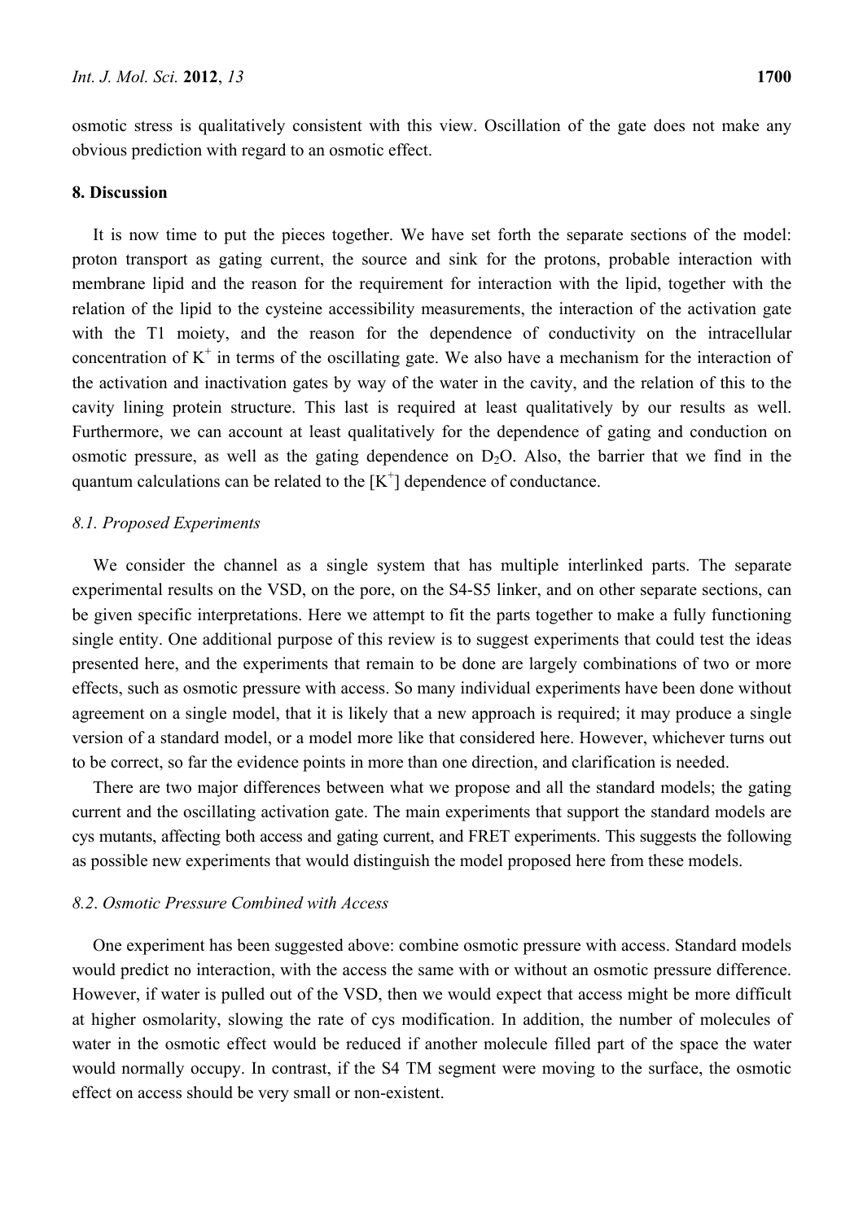osmotic stress is qualitatively consistent with this view. Oscillation of the gate does not make any obvious prediction with regard to an osmotic effect.

## 8. Discussion

It is now time to put the pieces together. We have set forth the separate sections of the model: proton transport as gating current, the source and sink for the protons, probable interaction with membrane lipid and the reason for the requirement for interaction with the lipid, together with the relation of the lipid to the cysteine accessibility measurements, the interaction of the activation gate with the T1 moiety, and the reason for the dependence of conductivity on the intracellular concentration of $K^+$ in terms of the oscillating gate. We also have a mechanism for the interaction of the activation and inactivation gates by way of the water in the cavity, and the relation of this to the cavity lining protein structure. This last is required at least qualitatively by our results as well. Furthermore, we can account at least qualitatively for the dependence of gating and conduction on osmotic pressure, as well as the gating dependence on $D_2O$. Also, the barrier that we find in the quantum calculations can be related to the $[K^+]$ dependence of conductance.

### *8.1. Proposed Experiments*

We consider the channel as a single system that has multiple interlinked parts. The separate experimental results on the VSD, on the pore, on the S4-S5 linker, and on other separate sections, can be given specific interpretations. Here we attempt to fit the parts together to make a fully functioning single entity. One additional purpose of this review is to suggest experiments that could test the ideas presented here, and the experiments that remain to be done are largely combinations of two or more effects, such as osmotic pressure with access. So many individual experiments have been done without agreement on a single model, that it is likely that a new approach is required; it may produce a single version of a standard model, or a model more like that considered here. However, whichever turns out to be correct, so far the evidence points in more than one direction, and clarification is needed.

There are two major differences between what we propose and all the standard models; the gating current and the oscillating activation gate. The main experiments that support the standard models are cys mutants, affecting both access and gating current, and FRET experiments. This suggests the following as possible new experiments that would distinguish the model proposed here from these models.

### *8.2. Osmotic Pressure Combined with Access*

One experiment has been suggested above: combine osmotic pressure with access. Standard models would predict no interaction, with the access the same with or without an osmotic pressure difference. However, if water is pulled out of the VSD, then we would expect that access might be more difficult at higher osmolarity, slowing the rate of cys modification. In addition, the number of molecules of water in the osmotic effect would be reduced if another molecule filled part of the space the water would normally occupy. In contrast, if the S4 TM segment were moving to the surface, the osmotic effect on access should be very small or non-existent.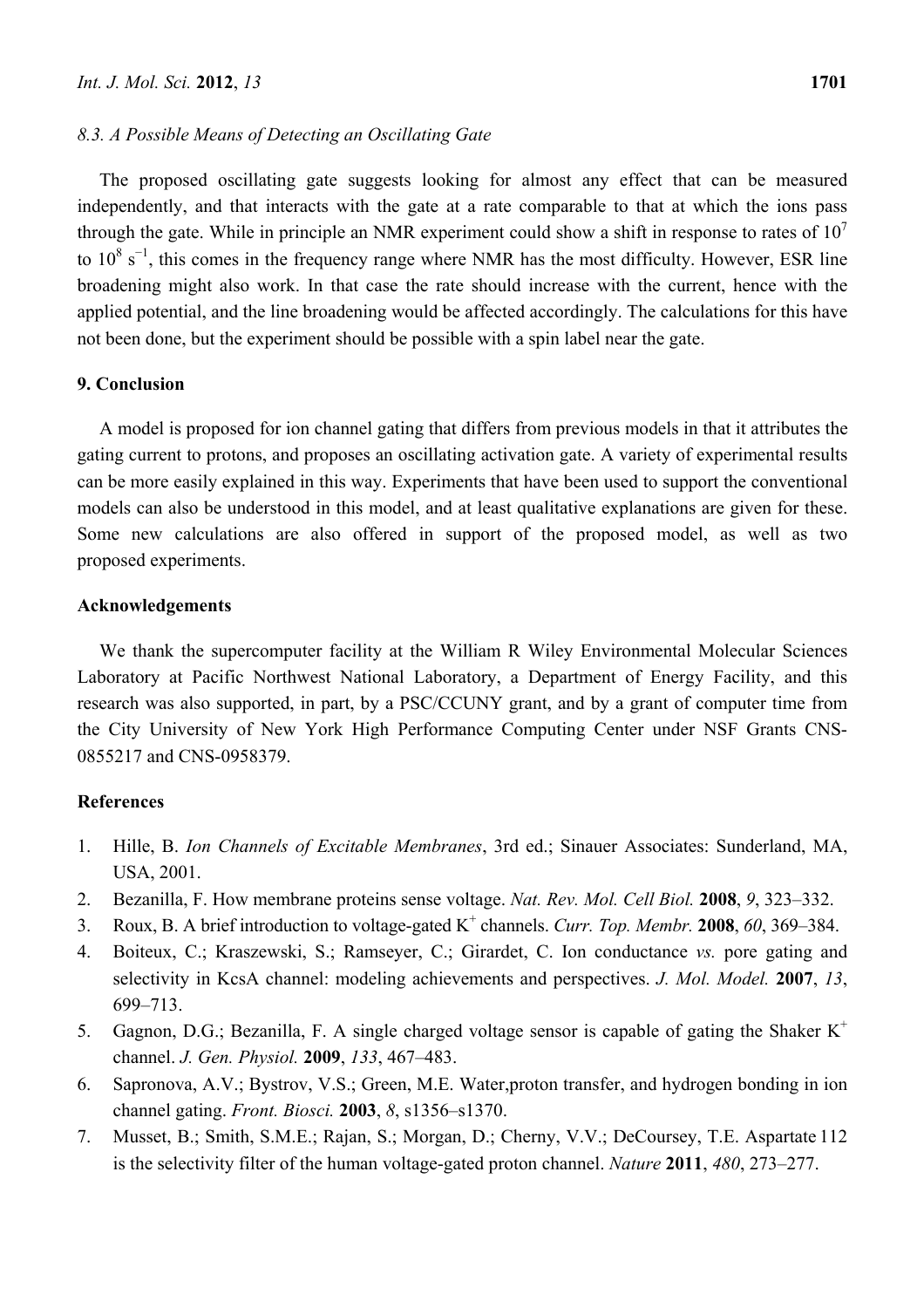### *8.3. A Possible Means of Detecting an Oscillating Gate*

The proposed oscillating gate suggests looking for almost any effect that can be measured independently, and that interacts with the gate at a rate comparable to that at which the ions pass through the gate. While in principle an NMR experiment could show a shift in response to rates of $10^7$ to $10^8$ $s^{-1}$, this comes in the frequency range where NMR has the most difficulty. However, ESR line broadening might also work. In that case the rate should increase with the current, hence with the applied potential, and the line broadening would be affected accordingly. The calculations for this have not been done, but the experiment should be possible with a spin label near the gate.

## 9. Conclusion

A model is proposed for ion channel gating that differs from previous models in that it attributes the gating current to protons, and proposes an oscillating activation gate. A variety of experimental results can be more easily explained in this way. Experiments that have been used to support the conventional models can also be understood in this model, and at least qualitative explanations are given for these. Some new calculations are also offered in support of the proposed model, as well as two proposed experiments.

## Acknowledgements

We thank the supercomputer facility at the William R Wiley Environmental Molecular Sciences Laboratory at Pacific Northwest National Laboratory, a Department of Energy Facility, and this research was also supported, in part, by a PSC/CCUNY grant, and by a grant of computer time from the City University of New York High Performance Computing Center under NSF Grants CNS-0855217 and CNS-0958379.

## References

1. Hille, B. *Ion Channels of Excitable Membranes*, 3rd ed.; Sinauer Associates: Sunderland, MA, USA, 2001.
2. Bezanilla, F. How membrane proteins sense voltage. *Nat. Rev. Mol. Cell Biol.* **2008**, *9*, 323–332.
3. Roux, B. A brief introduction to voltage-gated $K^+$ channels. *Curr. Top. Membr.* **2008**, *60*, 369–384.
4. Boiteux, C.; Kraszewski, S.; Ramseyer, C.; Girardet, C. Ion conductance *vs.* pore gating and selectivity in KcsA channel: modeling achievements and perspectives. *J. Mol. Model.* **2007**, *13*, 699–713.
5. Gagnon, D.G.; Bezanilla, F. A single charged voltage sensor is capable of gating the Shaker $K^+$ channel. *J. Gen. Physiol.* **2009**, *133*, 467–483.
6. Sapronova, A.V.; Bystrov, V.S.; Green, M.E. Water,proton transfer, and hydrogen bonding in ion channel gating. *Front. Biosci.* **2003**, *8*, s1356–s1370.
7. Musset, B.; Smith, S.M.E.; Rajan, S.; Morgan, D.; Cherny, V.V.; DeCoursey, T.E. Aspartate 112 is the selectivity filter of the human voltage-gated proton channel. *Nature* **2011**, *480*, 273–277.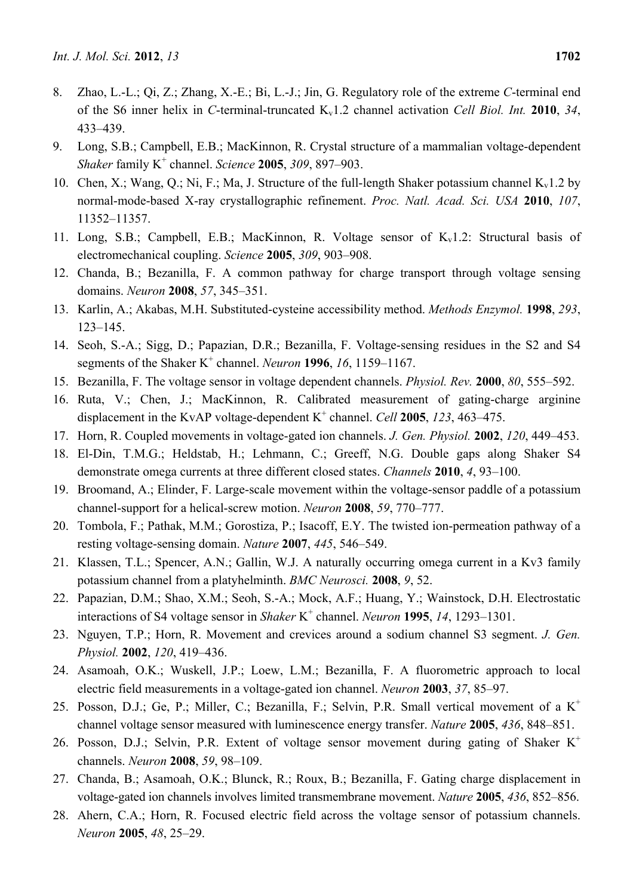8. Zhao, L.-L.; Qi, Z.; Zhang, X.-E.; Bi, L.-J.; Jin, G. Regulatory role of the extreme *C*-terminal end of the S6 inner helix in *C*-terminal-truncated $K_v1.2$ channel activation *Cell Biol. Int.* **2010**, *34*, 433–439.
9. Long, S.B.; Campbell, E.B.; MacKinnon, R. Crystal structure of a mammalian voltage-dependent *Shaker* family $K^+$ channel. *Science* **2005**, *309*, 897–903.
10. Chen, X.; Wang, Q.; Ni, F.; Ma, J. Structure of the full-length Shaker potassium channel $K_v1.2$ by normal-mode-based X-ray crystallographic refinement. *Proc. Natl. Acad. Sci. USA* **2010**, *107*, 11352–11357.
11. Long, S.B.; Campbell, E.B.; MacKinnon, R. Voltage sensor of $K_v1.2$: Structural basis of electromechanical coupling. *Science* **2005**, *309*, 903–908.
12. Chanda, B.; Bezanilla, F. A common pathway for charge transport through voltage sensing domains. *Neuron* **2008**, *57*, 345–351.
13. Karlin, A.; Akabas, M.H. Substituted-cysteine accessibility method. *Methods Enzymol.* **1998**, *293*, 123–145.
14. Seoh, S.-A.; Sigg, D.; Papazian, D.R.; Bezanilla, F. Voltage-sensing residues in the S2 and S4 segments of the Shaker $K^+$ channel. *Neuron* **1996**, *16*, 1159–1167.
15. Bezanilla, F. The voltage sensor in voltage dependent channels. *Physiol. Rev.* **2000**, *80*, 555–592.
16. Ruta, V.; Chen, J.; MacKinnon, R. Calibrated measurement of gating-charge arginine displacement in the KvAP voltage-dependent $K^+$ channel. *Cell* **2005**, *123*, 463–475.
17. Horn, R. Coupled movements in voltage-gated ion channels. *J. Gen. Physiol.* **2002**, *120*, 449–453.
18. El-Din, T.M.G.; Heldstab, H.; Lehmann, C.; Greeff, N.G. Double gaps along Shaker S4 demonstrate omega currents at three different closed states. *Channels* **2010**, *4*, 93–100.
19. Broomand, A.; Elinder, F. Large-scale movement within the voltage-sensor paddle of a potassium channel-support for a helical-screw motion. *Neuron* **2008**, *59*, 770–777.
20. Tombola, F.; Pathak, M.M.; Gorostiza, P.; Isacoff, E.Y. The twisted ion-permeation pathway of a resting voltage-sensing domain. *Nature* **2007**, *445*, 546–549.
21. Klassen, T.L.; Spencer, A.N.; Gallin, W.J. A naturally occurring omega current in a Kv3 family potassium channel from a platyhelminth. *BMC Neurosci.* **2008**, *9*, 52.
22. Papazian, D.M.; Shao, X.M.; Seoh, S.-A.; Mock, A.F.; Huang, Y.; Wainstock, D.H. Electrostatic interactions of S4 voltage sensor in *Shaker* $K^+$ channel. *Neuron* **1995**, *14*, 1293–1301.
23. Nguyen, T.P.; Horn, R. Movement and crevices around a sodium channel S3 segment. *J. Gen. Physiol.* **2002**, *120*, 419–436.
24. Asamoah, O.K.; Wuskell, J.P.; Loew, L.M.; Bezanilla, F. A fluorometric approach to local electric field measurements in a voltage-gated ion channel. *Neuron* **2003**, *37*, 85–97.
25. Posson, D.J.; Ge, P.; Miller, C.; Bezanilla, F.; Selvin, P.R. Small vertical movement of a $K^+$ channel voltage sensor measured with luminescence energy transfer. *Nature* **2005**, *436*, 848–851.
26. Posson, D.J.; Selvin, P.R. Extent of voltage sensor movement during gating of Shaker $K^+$ channels. *Neuron* **2008**, *59*, 98–109.
27. Chanda, B.; Asamoah, O.K.; Blunck, R.; Roux, B.; Bezanilla, F. Gating charge displacement in voltage-gated ion channels involves limited transmembrane movement. *Nature* **2005**, *436*, 852–856.
28. Ahern, C.A.; Horn, R. Focused electric field across the voltage sensor of potassium channels. *Neuron* **2005**, *48*, 25–29.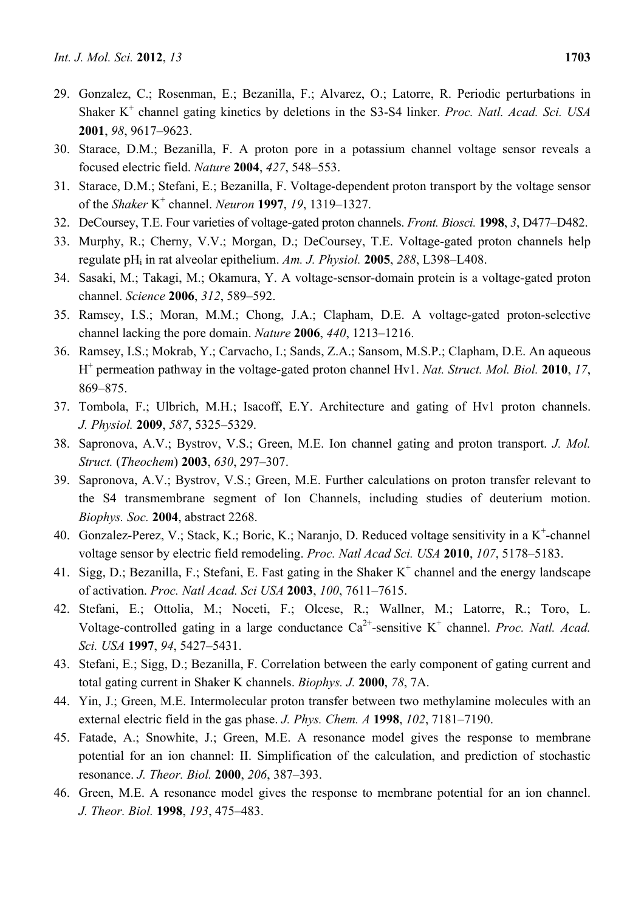29. Gonzalez, C.; Rosenman, E.; Bezanilla, F.; Alvarez, O.; Latorre, R. Periodic perturbations in Shaker $K^+$ channel gating kinetics by deletions in the S3-S4 linker. *Proc. Natl. Acad. Sci. USA* **2001**, *98*, 9617–9623.
30. Starace, D.M.; Bezanilla, F. A proton pore in a potassium channel voltage sensor reveals a focused electric field. *Nature* **2004**, *427*, 548–553.
31. Starace, D.M.; Stefani, E.; Bezanilla, F. Voltage-dependent proton transport by the voltage sensor of the *Shaker* $K^+$ channel. *Neuron* **1997**, *19*, 1319–1327.
32. DeCoursey, T.E. Four varieties of voltage-gated proton channels. *Front. Biosci.* **1998**, *3*, D477–D482.
33. Murphy, R.; Cherny, V.V.; Morgan, D.; DeCoursey, T.E. Voltage-gated proton channels help regulate $pH_i$ in rat alveolar epithelium. *Am. J. Physiol.* **2005**, *288*, L398–L408.
34. Sasaki, M.; Takagi, M.; Okamura, Y. A voltage-sensor-domain protein is a voltage-gated proton channel. *Science* **2006**, *312*, 589–592.
35. Ramsey, I.S.; Moran, M.M.; Chong, J.A.; Clapham, D.E. A voltage-gated proton-selective channel lacking the pore domain. *Nature* **2006**, *440*, 1213–1216.
36. Ramsey, I.S.; Mokrab, Y.; Carvacho, I.; Sands, Z.A.; Sansom, M.S.P.; Clapham, D.E. An aqueous $H^+$ permeation pathway in the voltage-gated proton channel Hv1. *Nat. Struct. Mol. Biol.* **2010**, *17*, 869–875.
37. Tombola, F.; Ulbrich, M.H.; Isacoff, E.Y. Architecture and gating of Hv1 proton channels. *J. Physiol.* **2009**, *587*, 5325–5329.
38. Sapronova, A.V.; Bystrov, V.S.; Green, M.E. Ion channel gating and proton transport. *J. Mol. Struct.* (*Theochem*) **2003**, *630*, 297–307.
39. Sapronova, A.V.; Bystrov, V.S.; Green, M.E. Further calculations on proton transfer relevant to the S4 transmembrane segment of Ion Channels, including studies of deuterium motion. *Biophys. Soc.* **2004**, abstract 2268.
40. Gonzalez-Perez, V.; Stack, K.; Boric, K.; Naranjo, D. Reduced voltage sensitivity in a $K^+$-channel voltage sensor by electric field remodeling. *Proc. Natl Acad Sci. USA* **2010**, *107*, 5178–5183.
41. Sigg, D.; Bezanilla, F.; Stefani, E. Fast gating in the Shaker $K^+$ channel and the energy landscape of activation. *Proc. Natl Acad. Sci USA* **2003**, *100*, 7611–7615.
42. Stefani, E.; Ottolia, M.; Noceti, F.; Olcese, R.; Wallner, M.; Latorre, R.; Toro, L. Voltage-controlled gating in a large conductance $Ca^{2+}$-sensitive $K^+$ channel. *Proc. Natl. Acad. Sci. USA* **1997**, *94*, 5427–5431.
43. Stefani, E.; Sigg, D.; Bezanilla, F. Correlation between the early component of gating current and total gating current in Shaker K channels. *Biophys. J.* **2000**, *78*, 7A.
44. Yin, J.; Green, M.E. Intermolecular proton transfer between two methylamine molecules with an external electric field in the gas phase. *J. Phys. Chem. A* **1998**, *102*, 7181–7190.
45. Fatade, A.; Snowhite, J.; Green, M.E. A resonance model gives the response to membrane potential for an ion channel: II. Simplification of the calculation, and prediction of stochastic resonance. *J. Theor. Biol.* **2000**, *206*, 387–393.
46. Green, M.E. A resonance model gives the response to membrane potential for an ion channel. *J. Theor. Biol.* **1998**, *193*, 475–483.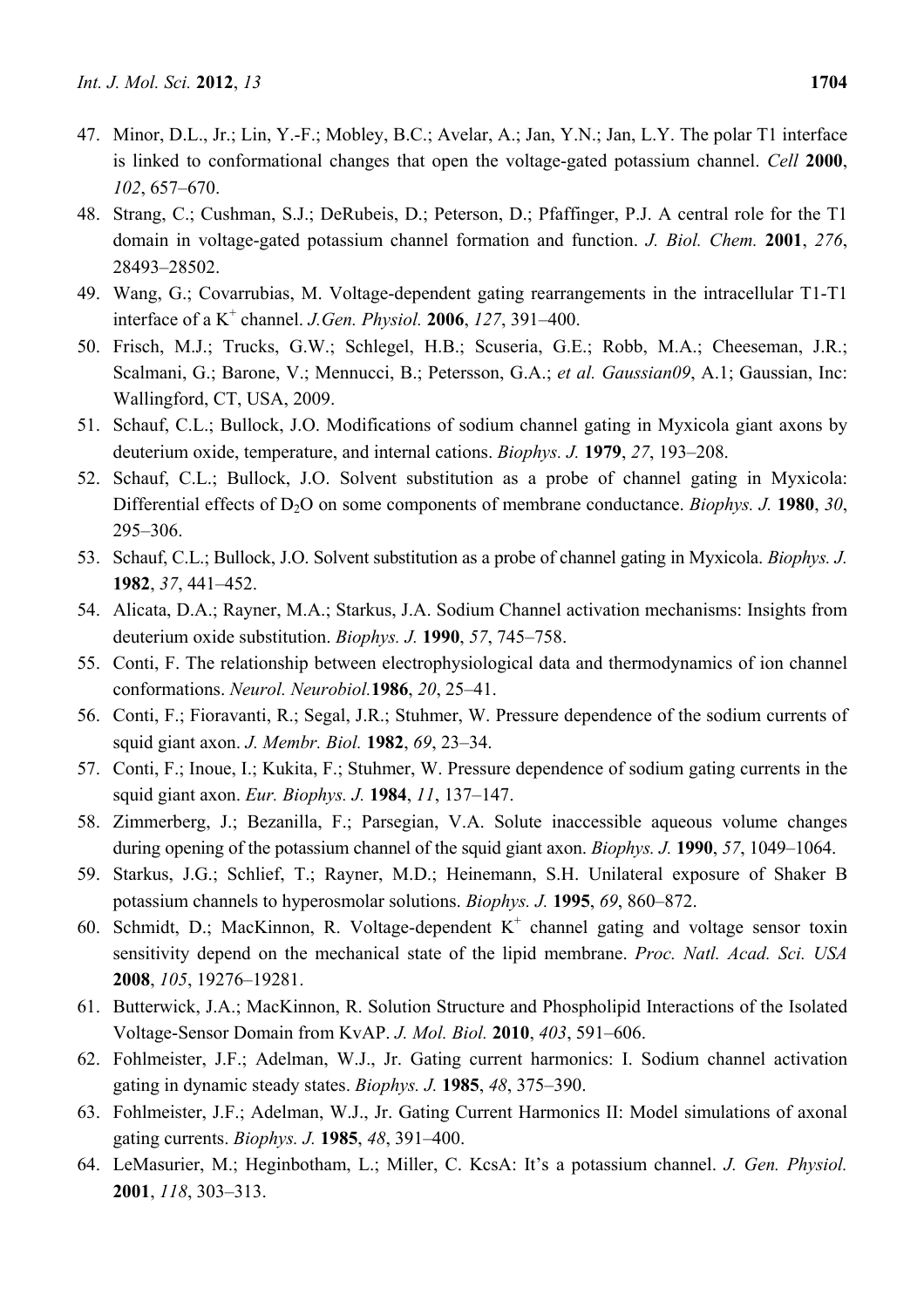47. Minor, D.L., Jr.; Lin, Y.-F.; Mobley, B.C.; Avelar, A.; Jan, Y.N.; Jan, L.Y. The polar T1 interface is linked to conformational changes that open the voltage-gated potassium channel. *Cell* **2000**, *102*, 657–670.
48. Strang, C.; Cushman, S.J.; DeRubeis, D.; Peterson, D.; Pfaffinger, P.J. A central role for the T1 domain in voltage-gated potassium channel formation and function. *J. Biol. Chem.* **2001**, *276*, 28493–28502.
49. Wang, G.; Covarrubias, M. Voltage-dependent gating rearrangements in the intracellular T1-T1 interface of a $K^+$ channel. *J.Gen. Physiol.* **2006**, *127*, 391–400.
50. Frisch, M.J.; Trucks, G.W.; Schlegel, H.B.; Scuseria, G.E.; Robb, M.A.; Cheeseman, J.R.; Scalmani, G.; Barone, V.; Mennucci, B.; Petersson, G.A.; *et al. Gaussian09*, A.1; Gaussian, Inc: Wallingford, CT, USA, 2009.
51. Schauf, C.L.; Bullock, J.O. Modifications of sodium channel gating in Myxicola giant axons by deuterium oxide, temperature, and internal cations. *Biophys. J.* **1979**, *27*, 193–208.
52. Schauf, C.L.; Bullock, J.O. Solvent substitution as a probe of channel gating in Myxicola: Differential effects of $D_2O$ on some components of membrane conductance. *Biophys. J.* **1980**, *30*, 295–306.
53. Schauf, C.L.; Bullock, J.O. Solvent substitution as a probe of channel gating in Myxicola. *Biophys. J.* **1982**, *37*, 441–452.
54. Alicata, D.A.; Rayner, M.A.; Starkus, J.A. Sodium Channel activation mechanisms: Insights from deuterium oxide substitution. *Biophys. J.* **1990**, *57*, 745–758.
55. Conti, F. The relationship between electrophysiological data and thermodynamics of ion channel conformations. *Neurol. Neurobiol.* **1986**, *20*, 25–41.
56. Conti, F.; Fioravanti, R.; Segal, J.R.; Stuhmer, W. Pressure dependence of the sodium currents of squid giant axon. *J. Membr. Biol.* **1982**, *69*, 23–34.
57. Conti, F.; Inoue, I.; Kukita, F.; Stuhmer, W. Pressure dependence of sodium gating currents in the squid giant axon. *Eur. Biophys. J.* **1984**, *11*, 137–147.
58. Zimmerberg, J.; Bezanilla, F.; Parsegian, V.A. Solute inaccessible aqueous volume changes during opening of the potassium channel of the squid giant axon. *Biophys. J.* **1990**, *57*, 1049–1064.
59. Starkus, J.G.; Schlief, T.; Rayner, M.D.; Heinemann, S.H. Unilateral exposure of Shaker B potassium channels to hyperosmolar solutions. *Biophys. J.* **1995**, *69*, 860–872.
60. Schmidt, D.; MacKinnon, R. Voltage-dependent $K^+$ channel gating and voltage sensor toxin sensitivity depend on the mechanical state of the lipid membrane. *Proc. Natl. Acad. Sci. USA* **2008**, *105*, 19276–19281.
61. Butterwick, J.A.; MacKinnon, R. Solution Structure and Phospholipid Interactions of the Isolated Voltage-Sensor Domain from KvAP. *J. Mol. Biol.* **2010**, *403*, 591–606.
62. Fohlmeister, J.F.; Adelman, W.J., Jr. Gating current harmonics: I. Sodium channel activation gating in dynamic steady states. *Biophys. J.* **1985**, *48*, 375–390.
63. Fohlmeister, J.F.; Adelman, W.J., Jr. Gating Current Harmonics II: Model simulations of axonal gating currents. *Biophys. J.* **1985**, *48*, 391–400.
64. LeMasurier, M.; Heginbotham, L.; Miller, C. KcsA: It's a potassium channel. *J. Gen. Physiol.* **2001**, *118*, 303–313.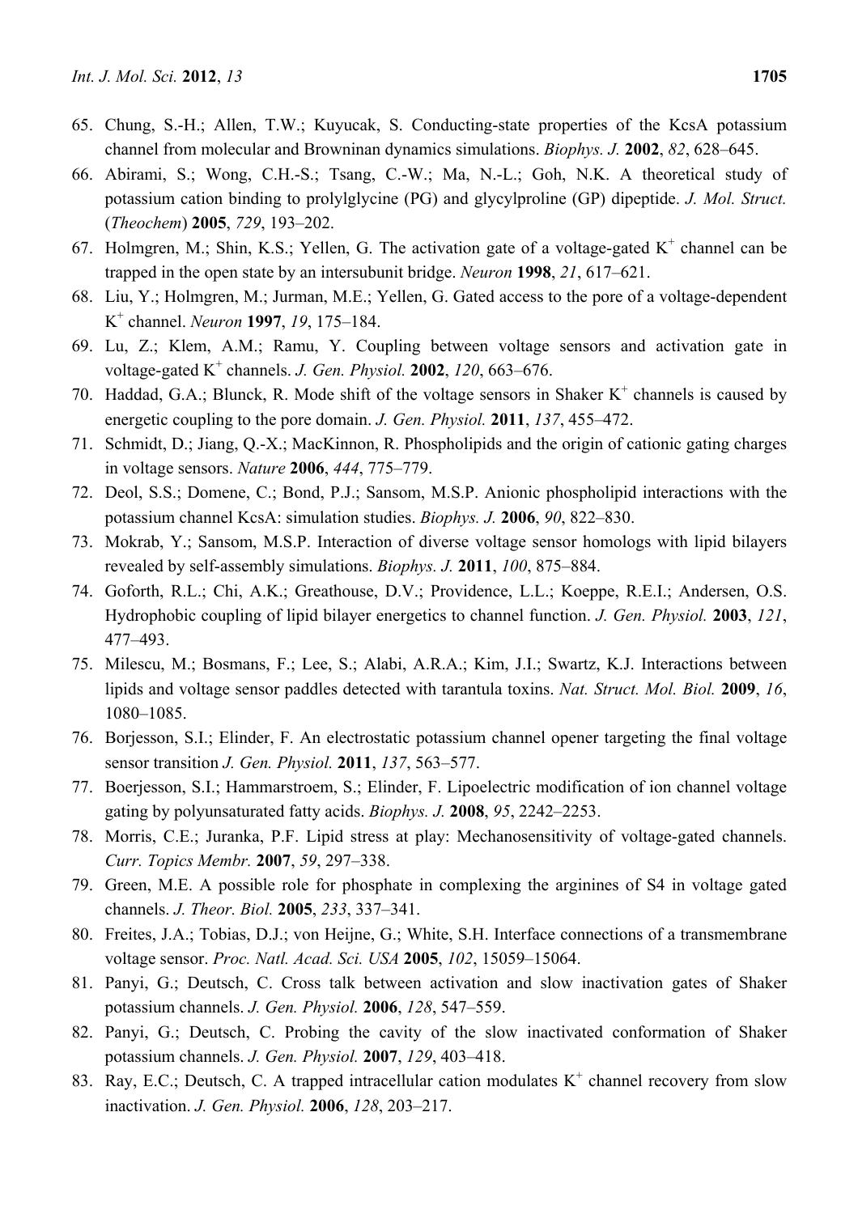65. Chung, S.-H.; Allen, T.W.; Kuyucak, S. Conducting-state properties of the KcsA potassium channel from molecular and Browninan dynamics simulations. *Biophys. J.* **2002**, *82*, 628–645.
66. Abirami, S.; Wong, C.H.-S.; Tsang, C.-W.; Ma, N.-L.; Goh, N.K. A theoretical study of potassium cation binding to prolylglycine (PG) and glycylproline (GP) dipeptide. *J. Mol. Struct.* (*Theochem*) **2005**, *729*, 193–202.
67. Holmgren, M.; Shin, K.S.; Yellen, G. The activation gate of a voltage-gated $K^+$ channel can be trapped in the open state by an intersubunit bridge. *Neuron* **1998**, *21*, 617–621.
68. Liu, Y.; Holmgren, M.; Jurman, M.E.; Yellen, G. Gated access to the pore of a voltage-dependent $K^+$ channel. *Neuron* **1997**, *19*, 175–184.
69. Lu, Z.; Klem, A.M.; Ramu, Y. Coupling between voltage sensors and activation gate in voltage-gated $K^+$ channels. *J. Gen. Physiol.* **2002**, *120*, 663–676.
70. Haddad, G.A.; Blunck, R. Mode shift of the voltage sensors in Shaker $K^+$ channels is caused by energetic coupling to the pore domain. *J. Gen. Physiol.* **2011**, *137*, 455–472.
71. Schmidt, D.; Jiang, Q.-X.; MacKinnon, R. Phospholipids and the origin of cationic gating charges in voltage sensors. *Nature* **2006**, *444*, 775–779.
72. Deol, S.S.; Domene, C.; Bond, P.J.; Sansom, M.S.P. Anionic phospholipid interactions with the potassium channel KcsA: simulation studies. *Biophys. J.* **2006**, *90*, 822–830.
73. Mokrab, Y.; Sansom, M.S.P. Interaction of diverse voltage sensor homologs with lipid bilayers revealed by self-assembly simulations. *Biophys. J.* **2011**, *100*, 875–884.
74. Goforth, R.L.; Chi, A.K.; Greathouse, D.V.; Providence, L.L.; Koeppe, R.E.I.; Andersen, O.S. Hydrophobic coupling of lipid bilayer energetics to channel function. *J. Gen. Physiol.* **2003**, *121*, 477–493.
75. Milescu, M.; Bosmans, F.; Lee, S.; Alabi, A.R.A.; Kim, J.I.; Swartz, K.J. Interactions between lipids and voltage sensor paddles detected with tarantula toxins. *Nat. Struct. Mol. Biol.* **2009**, *16*, 1080–1085.
76. Borjesson, S.I.; Elinder, F. An electrostatic potassium channel opener targeting the final voltage sensor transition *J. Gen. Physiol.* **2011**, *137*, 563–577.
77. Boerjesson, S.I.; Hammarstroem, S.; Elinder, F. Lipoelectric modification of ion channel voltage gating by polyunsaturated fatty acids. *Biophys. J.* **2008**, *95*, 2242–2253.
78. Morris, C.E.; Juranka, P.F. Lipid stress at play: Mechanosensitivity of voltage-gated channels. *Curr. Topics Membr.* **2007**, *59*, 297–338.
79. Green, M.E. A possible role for phosphate in complexing the arginines of S4 in voltage gated channels. *J. Theor. Biol.* **2005**, *233*, 337–341.
80. Freites, J.A.; Tobias, D.J.; von Heijne, G.; White, S.H. Interface connections of a transmembrane voltage sensor. *Proc. Natl. Acad. Sci. USA* **2005**, *102*, 15059–15064.
81. Panyi, G.; Deutsch, C. Cross talk between activation and slow inactivation gates of Shaker potassium channels. *J. Gen. Physiol.* **2006**, *128*, 547–559.
82. Panyi, G.; Deutsch, C. Probing the cavity of the slow inactivated conformation of Shaker potassium channels. *J. Gen. Physiol.* **2007**, *129*, 403–418.
83. Ray, E.C.; Deutsch, C. A trapped intracellular cation modulates $K^+$ channel recovery from slow inactivation. *J. Gen. Physiol.* **2006**, *128*, 203–217.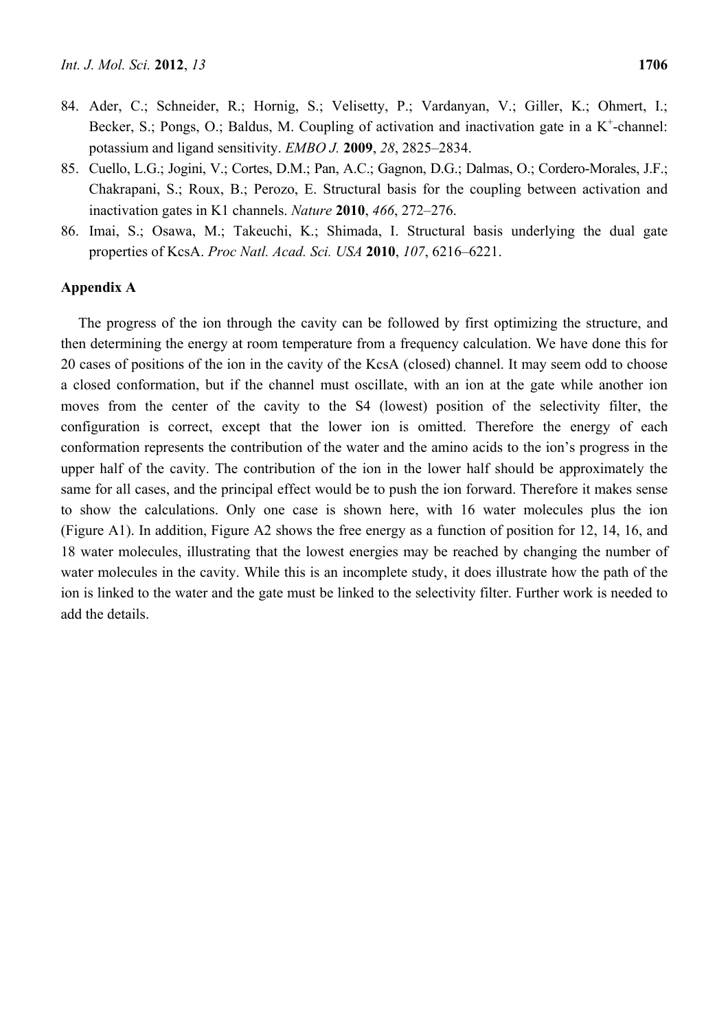84. Ader, C.; Schneider, R.; Hornig, S.; Velisetty, P.; Vardanyan, V.; Giller, K.; Ohmert, I.; Becker, S.; Pongs, O.; Baldus, M. Coupling of activation and inactivation gate in a $K^+$-channel: potassium and ligand sensitivity. *EMBO J.* **2009**, *28*, 2825–2834.
85. Cuello, L.G.; Jogini, V.; Cortes, D.M.; Pan, A.C.; Gagnon, D.G.; Dalmas, O.; Cordero-Morales, J.F.; Chakrapani, S.; Roux, B.; Perozo, E. Structural basis for the coupling between activation and inactivation gates in K1 channels. *Nature* **2010**, *466*, 272–276.
86. Imai, S.; Osawa, M.; Takeuchi, K.; Shimada, I. Structural basis underlying the dual gate properties of KcsA. *Proc Natl. Acad. Sci. USA* **2010**, *107*, 6216–6221.

## Appendix A

The progress of the ion through the cavity can be followed by first optimizing the structure, and then determining the energy at room temperature from a frequency calculation. We have done this for 20 cases of positions of the ion in the cavity of the KcsA (closed) channel. It may seem odd to choose a closed conformation, but if the channel must oscillate, with an ion at the gate while another ion moves from the center of the cavity to the S4 (lowest) position of the selectivity filter, the configuration is correct, except that the lower ion is omitted. Therefore the energy of each conformation represents the contribution of the water and the amino acids to the ion's progress in the upper half of the cavity. The contribution of the ion in the lower half should be approximately the same for all cases, and the principal effect would be to push the ion forward. Therefore it makes sense to show the calculations. Only one case is shown here, with 16 water molecules plus the ion (Figure A1). In addition, Figure A2 shows the free energy as a function of position for 12, 14, 16, and 18 water molecules, illustrating that the lowest energies may be reached by changing the number of water molecules in the cavity. While this is an incomplete study, it does illustrate how the path of the ion is linked to the water and the gate must be linked to the selectivity filter. Further work is needed to add the details.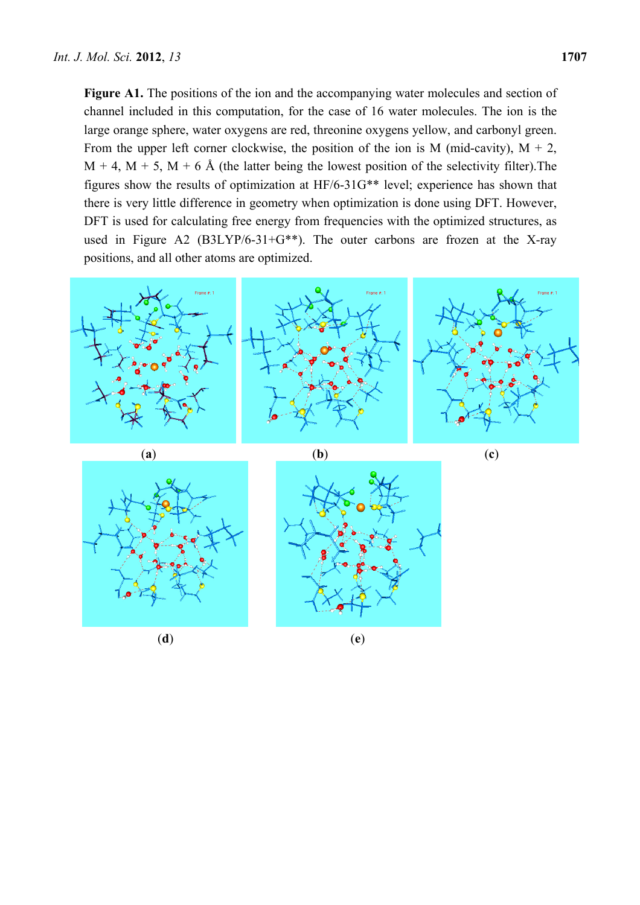**Figure A1.** The positions of the ion and the accompanying water molecules and section of channel included in this computation, for the case of 16 water molecules. The ion is the large orange sphere, water oxygens are red, threonine oxygens yellow, and carbonyl green. From the upper left corner clockwise, the position of the ion is M (mid-cavity), M + 2, M + 4, M + 5, M + 6 Å (the latter being the lowest position of the selectivity filter).The figures show the results of optimization at HF/6-31G** level; experience has shown that there is very little difference in geometry when optimization is done using DFT. However, DFT is used for calculating free energy from frequencies with the optimized structures, as used in Figure A2 (B3LYP/6-31+G**). The outer carbons are frozen at the X-ray positions, and all other atoms are optimized.

(**a**) (**b**) (**c**)

(**d**) (**e**)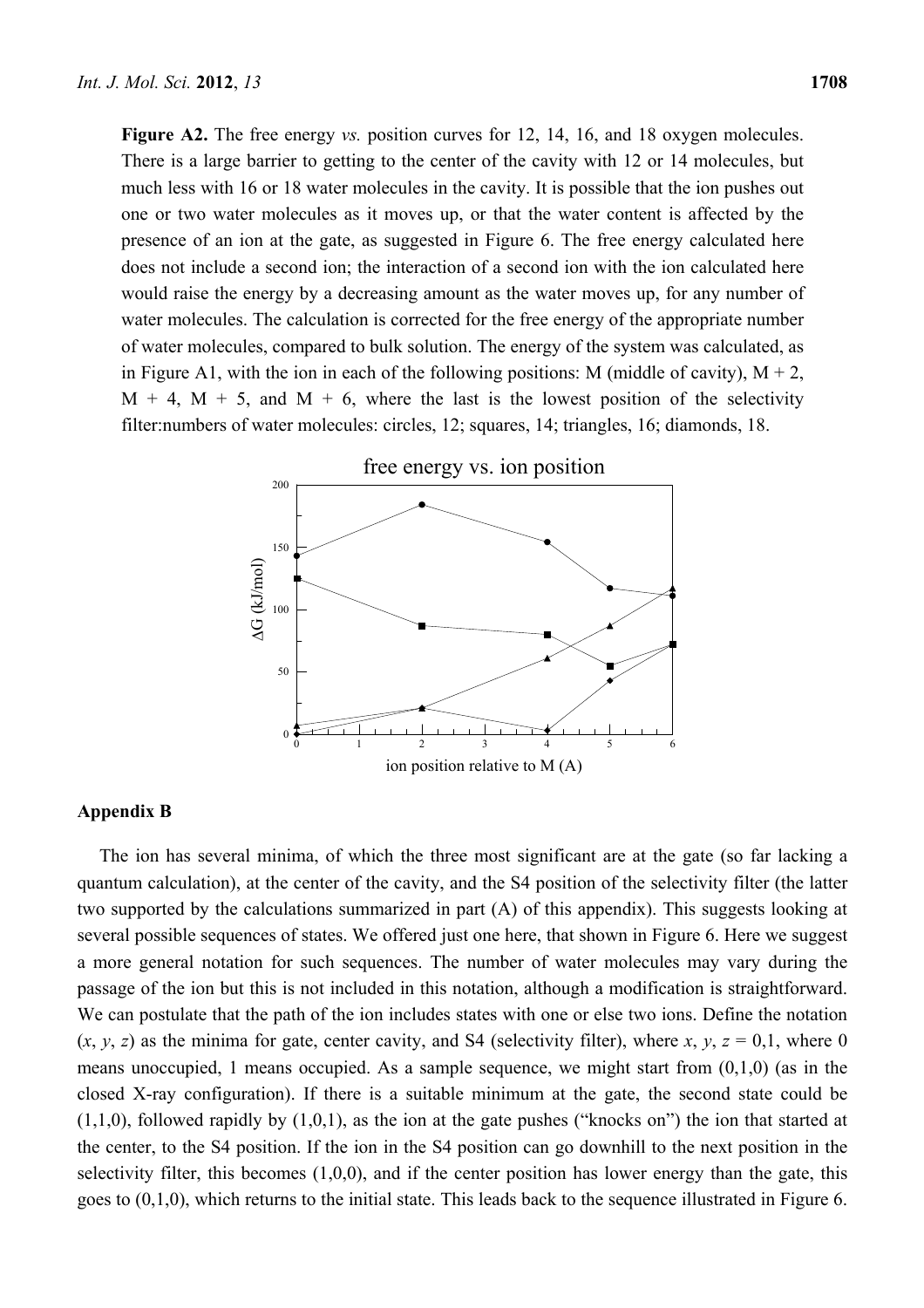**Figure A2.** The free energy *vs.* position curves for 12, 14, 16, and 18 oxygen molecules. There is a large barrier to getting to the center of the cavity with 12 or 14 molecules, but much less with 16 or 18 water molecules in the cavity. It is possible that the ion pushes out one or two water molecules as it moves up, or that the water content is affected by the presence of an ion at the gate, as suggested in Figure 6. The free energy calculated here does not include a second ion; the interaction of a second ion with the ion calculated here would raise the energy by a decreasing amount as the water moves up, for any number of water molecules. The calculation is corrected for the free energy of the appropriate number of water molecules, compared to bulk solution. The energy of the system was calculated, as in Figure A1, with the ion in each of the following positions: M (middle of cavity), M + 2, M + 4, M + 5, and M + 6, where the last is the lowest position of the selectivity filter:numbers of water molecules: circles, 12; squares, 14; triangles, 16; diamonds, 18.

## Appendix B

The ion has several minima, of which the three most significant are at the gate (so far lacking a quantum calculation), at the center of the cavity, and the S4 position of the selectivity filter (the latter two supported by the calculations summarized in part (A) of this appendix). This suggests looking at several possible sequences of states. We offered just one here, that shown in Figure 6. Here we suggest a more general notation for such sequences. The number of water molecules may vary during the passage of the ion but this is not included in this notation, although a modification is straightforward. We can postulate that the path of the ion includes states with one or else two ions. Define the notation ($x$, $y$, $z$) as the minima for gate, center cavity, and S4 (selectivity filter), where $x$, $y$, $z$ = 0,1, where 0 means unoccupied, 1 means occupied. As a sample sequence, we might start from (0,1,0) (as in the closed X-ray configuration). If there is a suitable minimum at the gate, the second state could be (1,1,0), followed rapidly by (1,0,1), as the ion at the gate pushes ("knocks on") the ion that started at the center, to the S4 position. If the ion in the S4 position can go downhill to the next position in the selectivity filter, this becomes (1,0,0), and if the center position has lower energy than the gate, this goes to (0,1,0), which returns to the initial state. This leads back to the sequence illustrated in Figure 6.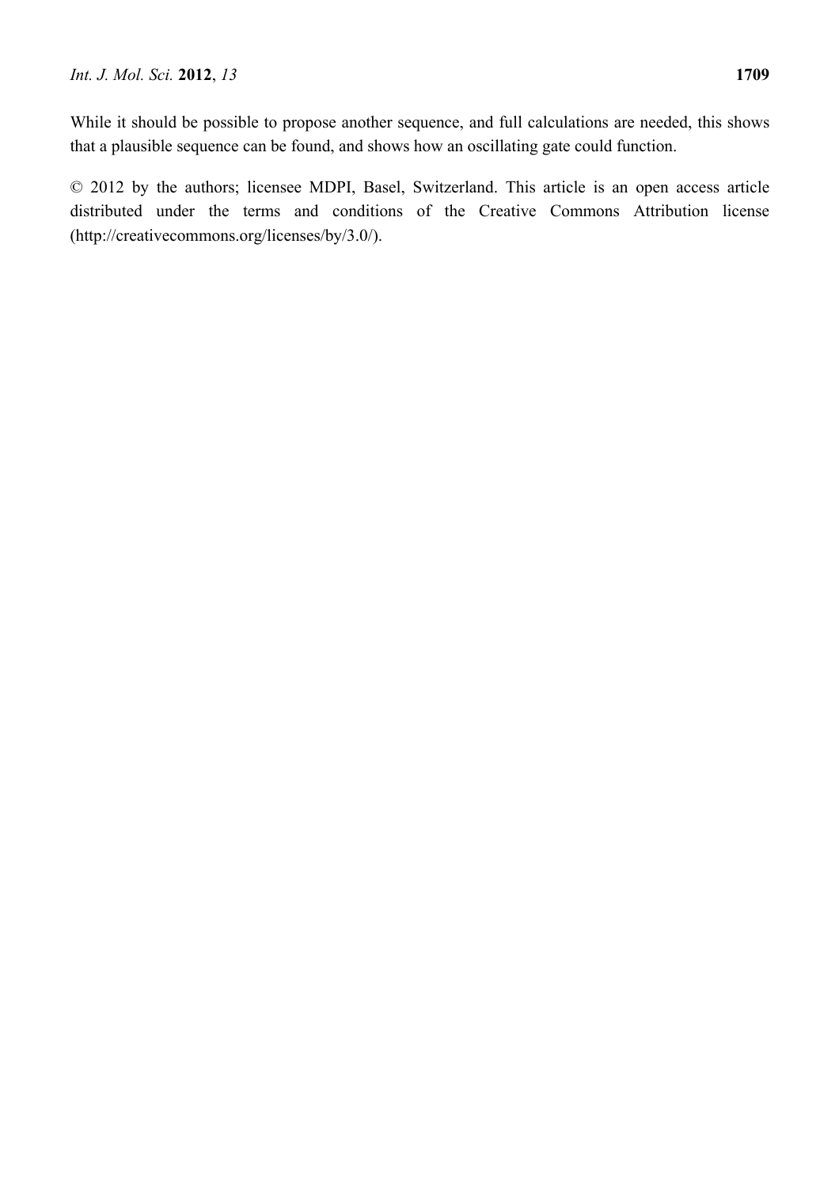While it should be possible to propose another sequence, and full calculations are needed, this shows that a plausible sequence can be found, and shows how an oscillating gate could function.

© 2012 by the authors; licensee MDPI, Basel, Switzerland. This article is an open access article distributed under the terms and conditions of the Creative Commons Attribution license (http://creativecommons.org/licenses/by/3.0/).